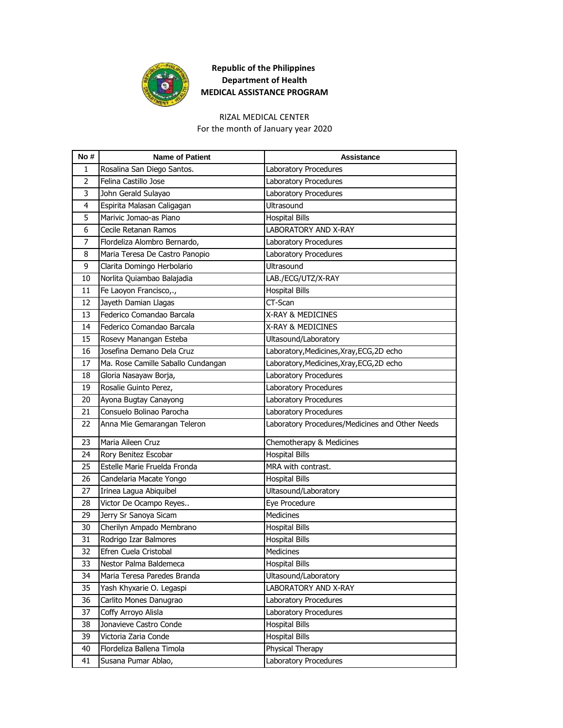**Republic of the Philippines**
**Department of Health**
**MEDICAL ASSISTANCE PROGRAM**

RIZAL MEDICAL CENTER
For the month of January year 2020

| No # | Name of Patient | Assistance |
|---|---|---|
| 1 | Rosalina San Diego Santos. | Laboratory Procedures |
| 2 | Felina Castillo Jose | Laboratory Procedures |
| 3 | John Gerald Sulayao | Laboratory Procedures |
| 4 | Espirita Malasan Caligagan | Ultrasound |
| 5 | Marivic Jomao-as Piano | Hospital Bills |
| 6 | Cecile Retanan Ramos | LABORATORY AND X-RAY |
| 7 | Flordeliza Alombro Bernardo, | Laboratory Procedures |
| 8 | Maria Teresa De Castro Panopio | Laboratory Procedures |
| 9 | Clarita Domingo Herbolario | Ultrasound |
| 10 | Norlita Quiambao Balajadia | LAB./ECG/UTZ/X-RAY |
| 11 | Fe Laoyon Francisco,., | Hospital Bills |
| 12 | Jayeth Damian Llagas | CT-Scan |
| 13 | Federico Comandao Barcala | X-RAY & MEDICINES |
| 14 | Federico Comandao Barcala | X-RAY & MEDICINES |
| 15 | Rosevy Manangan Esteba | Ultasound/Laboratory |
| 16 | Josefina Demano Dela Cruz | Laboratory,Medicines,Xray,ECG,2D echo |
| 17 | Ma. Rose Camille Saballo Cundangan | Laboratory,Medicines,Xray,ECG,2D echo |
| 18 | Gloria Nasayaw Borja, | Laboratory Procedures |
| 19 | Rosalie Guinto Perez, | Laboratory Procedures |
| 20 | Ayona Bugtay Canayong | Laboratory Procedures |
| 21 | Consuelo Bolinao Parocha | Laboratory Procedures |
| 22 | Anna Mie Gemarangan Teleron | Laboratory Procedures/Medicines and Other Needs |
| 23 | Maria Aileen Cruz | Chemotherapy & Medicines |
| 24 | Rory Benitez Escobar | Hospital Bills |
| 25 | Estelle Marie Fruelda Fronda | MRA with contrast. |
| 26 | Candelaria Macate Yongo | Hospital Bills |
| 27 | Irinea Lagua Abiquibel | Ultasound/Laboratory |
| 28 | Victor De Ocampo Reyes.. | Eye Procedure |
| 29 | Jerry Sr Sanoya Sicam | Medicines |
| 30 | Cherilyn Ampado Membrano | Hospital Bills |
| 31 | Rodrigo Izar Balmores | Hospital Bills |
| 32 | Efren Cuela Cristobal | Medicines |
| 33 | Nestor Palma Baldemeca | Hospital Bills |
| 34 | Maria Teresa Paredes Branda | Ultasound/Laboratory |
| 35 | Yash Khyxarie O. Legaspi | LABORATORY AND X-RAY |
| 36 | Carlito Mones Danugrao | Laboratory Procedures |
| 37 | Coffy Arroyo Alisla | Laboratory Procedures |
| 38 | Jonavieve Castro Conde | Hospital Bills |
| 39 | Victoria Zaria Conde | Hospital Bills |
| 40 | Flordeliza Ballena Timola | Physical Therapy |
| 41 | Susana Pumar Ablao, | Laboratory Procedures |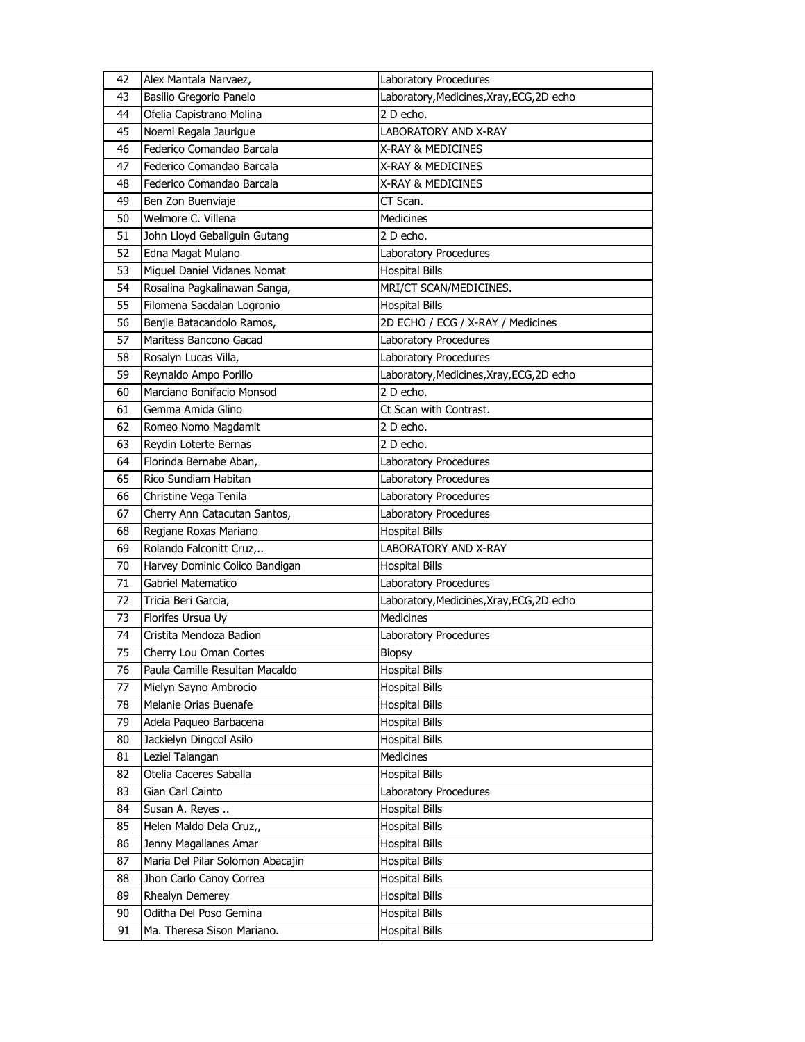| 42 | Alex Mantala Narvaez, | Laboratory Procedures |
|---|---|---|
| 43 | Basilio Gregorio Panelo | Laboratory,Medicines,Xray,ECG,2D echo |
| 44 | Ofelia Capistrano Molina | 2 D echo. |
| 45 | Noemi Regala Jaurigue | LABORATORY AND X-RAY |
| 46 | Federico Comandao Barcala | X-RAY & MEDICINES |
| 47 | Federico Comandao Barcala | X-RAY & MEDICINES |
| 48 | Federico Comandao Barcala | X-RAY & MEDICINES |
| 49 | Ben Zon Buenviaje | CT Scan. |
| 50 | Welmore C. Villena | Medicines |
| 51 | John Lloyd Gebaliguin Gutang | 2 D echo. |
| 52 | Edna Magat Mulano | Laboratory Procedures |
| 53 | Miguel Daniel Vidanes Nomat | Hospital Bills |
| 54 | Rosalina Pagkalinawan Sanga, | MRI/CT SCAN/MEDICINES. |
| 55 | Filomena Sacdalan Logronio | Hospital Bills |
| 56 | Benjie Batacandolo Ramos, | 2D ECHO / ECG / X-RAY / Medicines |
| 57 | Maritess Bancono Gacad | Laboratory Procedures |
| 58 | Rosalyn Lucas Villa, | Laboratory Procedures |
| 59 | Reynaldo Ampo Porillo | Laboratory,Medicines,Xray,ECG,2D echo |
| 60 | Marciano Bonifacio Monsod | 2 D echo. |
| 61 | Gemma Amida Glino | Ct Scan with Contrast. |
| 62 | Romeo Nomo Magdamit | 2 D echo. |
| 63 | Reydin Loterte Bernas | 2 D echo. |
| 64 | Florinda Bernabe Aban, | Laboratory Procedures |
| 65 | Rico Sundiam Habitan | Laboratory Procedures |
| 66 | Christine Vega Tenila | Laboratory Procedures |
| 67 | Cherry Ann Catacutan Santos, | Laboratory Procedures |
| 68 | Regjane Roxas Mariano | Hospital Bills |
| 69 | Rolando Falconitt Cruz,.. | LABORATORY AND X-RAY |
| 70 | Harvey Dominic Colico Bandigan | Hospital Bills |
| 71 | Gabriel Matematico | Laboratory Procedures |
| 72 | Tricia Beri Garcia, | Laboratory,Medicines,Xray,ECG,2D echo |
| 73 | Florifes Ursua Uy | Medicines |
| 74 | Cristita Mendoza Badion | Laboratory Procedures |
| 75 | Cherry Lou Oman Cortes | Biopsy |
| 76 | Paula Camille Resultan Macaldo | Hospital Bills |
| 77 | Mielyn Sayno Ambrocio | Hospital Bills |
| 78 | Melanie Orias Buenafe | Hospital Bills |
| 79 | Adela Paqueo Barbacena | Hospital Bills |
| 80 | Jackielyn Dingcol Asilo | Hospital Bills |
| 81 | Leziel Talangan | Medicines |
| 82 | Otelia Caceres Saballa | Hospital Bills |
| 83 | Gian Carl Cainto | Laboratory Procedures |
| 84 | Susan A. Reyes .. | Hospital Bills |
| 85 | Helen Maldo Dela Cruz,, | Hospital Bills |
| 86 | Jenny Magallanes Amar | Hospital Bills |
| 87 | Maria Del Pilar Solomon Abacajin | Hospital Bills |
| 88 | Jhon Carlo Canoy Correa | Hospital Bills |
| 89 | Rhealyn Demerey | Hospital Bills |
| 90 | Oditha Del Poso Gemina | Hospital Bills |
| 91 | Ma. Theresa Sison Mariano. | Hospital Bills |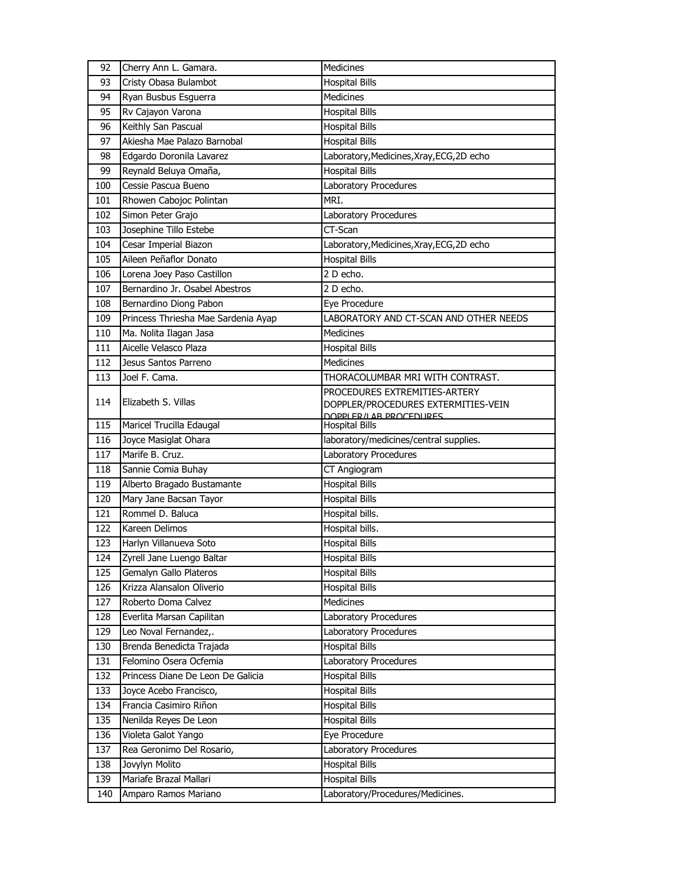| 92 | Cherry Ann L. Gamara. | Medicines |
|---|---|---|
| 93 | Cristy Obasa Bulambot | Hospital Bills |
| 94 | Ryan Busbus Esguerra | Medicines |
| 95 | Rv Cajayon Varona | Hospital Bills |
| 96 | Keithly San Pascual | Hospital Bills |
| 97 | Akiesha Mae Palazo Barnobal | Hospital Bills |
| 98 | Edgardo Doronila Lavarez | Laboratory,Medicines,Xray,ECG,2D echo |
| 99 | Reynald Beluya Omaña, | Hospital Bills |
| 100 | Cessie Pascua Bueno | Laboratory Procedures |
| 101 | Rhowen Cabojoc Polintan | MRI. |
| 102 | Simon Peter Grajo | Laboratory Procedures |
| 103 | Josephine Tillo Estebe | CT-Scan |
| 104 | Cesar Imperial Biazon | Laboratory,Medicines,Xray,ECG,2D echo |
| 105 | Aileen Peñaflor Donato | Hospital Bills |
| 106 | Lorena Joey Paso Castillon | 2 D echo. |
| 107 | Bernardino Jr. Osabel Abestros | 2 D echo. |
| 108 | Bernardino Diong Pabon | Eye Procedure |
| 109 | Princess Thriesha Mae Sardenia Ayap | LABORATORY AND CT-SCAN AND OTHER NEEDS |
| 110 | Ma. Nolita Ilagan Jasa | Medicines |
| 111 | Aicelle Velasco Plaza | Hospital Bills |
| 112 | Jesus Santos Parreno | Medicines |
| 113 | Joel F. Cama. | THORACOLUMBAR MRI WITH CONTRAST. |
| 114 | Elizabeth S. Villas | PROCEDURES EXTREMITIES-ARTERY DOPPLER/PROCEDURES EXTERMITIES-VEIN DOPPLER/LAB PROCEDURES |
| 115 | Maricel Trucilla Edaugal | Hospital Bills |
| 116 | Joyce Masiglat Ohara | laboratory/medicines/central supplies. |
| 117 | Marife B. Cruz. | Laboratory Procedures |
| 118 | Sannie Comia Buhay | CT Angiogram |
| 119 | Alberto Bragado Bustamante | Hospital Bills |
| 120 | Mary Jane Bacsan Tayor | Hospital Bills |
| 121 | Rommel D. Baluca | Hospital bills. |
| 122 | Kareen Delimos | Hospital bills. |
| 123 | Harlyn Villanueva Soto | Hospital Bills |
| 124 | Zyrell Jane Luengo Baltar | Hospital Bills |
| 125 | Gemalyn Gallo Plateros | Hospital Bills |
| 126 | Krizza Alansalon Oliverio | Hospital Bills |
| 127 | Roberto Doma Calvez | Medicines |
| 128 | Everlita Marsan Capilitan | Laboratory Procedures |
| 129 | Leo Noval Fernandez,. | Laboratory Procedures |
| 130 | Brenda Benedicta Trajada | Hospital Bills |
| 131 | Felomino Osera Ocfemia | Laboratory Procedures |
| 132 | Princess Diane De Leon De Galicia | Hospital Bills |
| 133 | Joyce Acebo Francisco, | Hospital Bills |
| 134 | Francia Casimiro Riñon | Hospital Bills |
| 135 | Nenilda Reyes De Leon | Hospital Bills |
| 136 | Violeta Galot Yango | Eye Procedure |
| 137 | Rea Geronimo Del Rosario, | Laboratory Procedures |
| 138 | Jovylyn Molito | Hospital Bills |
| 139 | Mariafe Brazal Mallari | Hospital Bills |
| 140 | Amparo Ramos Mariano | Laboratory/Procedures/Medicines. |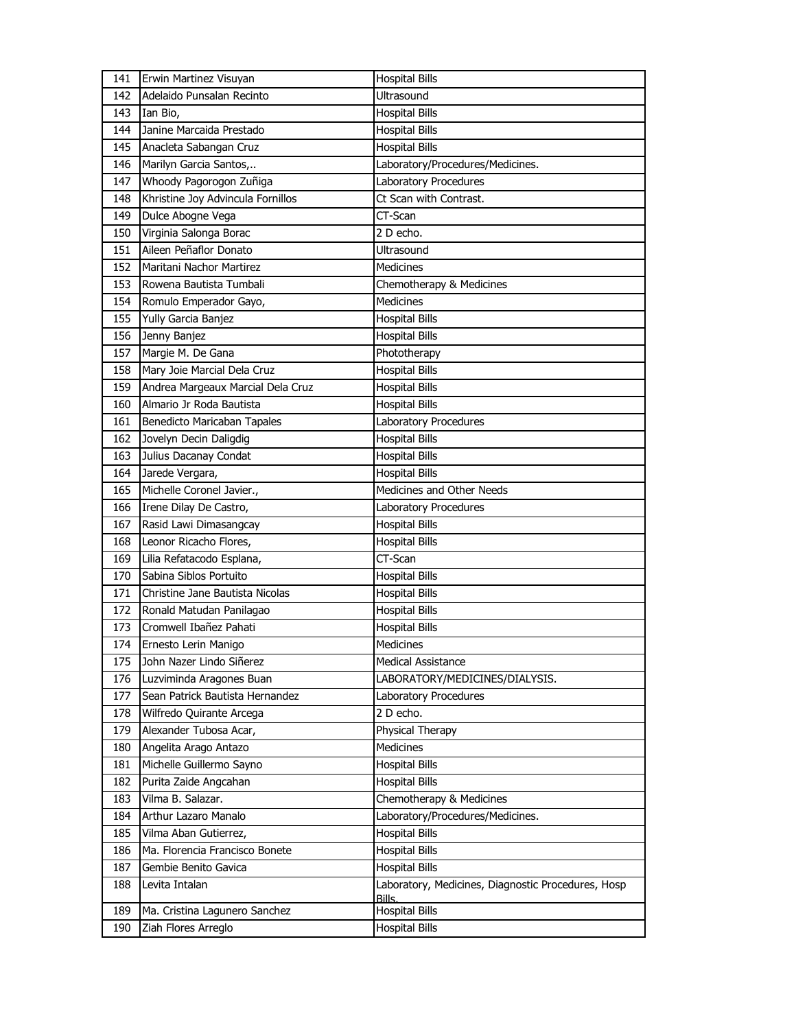| 141 | Erwin Martinez Visuyan | Hospital Bills |
|---|---|---|
| 142 | Adelaido Punsalan Recinto | Ultrasound |
| 143 | Ian Bio, | Hospital Bills |
| 144 | Janine Marcaida Prestado | Hospital Bills |
| 145 | Anacleta Sabangan Cruz | Hospital Bills |
| 146 | Marilyn Garcia Santos,.. | Laboratory/Procedures/Medicines. |
| 147 | Whoody Pagorogon Zuñiga | Laboratory Procedures |
| 148 | Khristine Joy Advincula Fornillos | Ct Scan with Contrast. |
| 149 | Dulce Abogne Vega | CT-Scan |
| 150 | Virginia Salonga Borac | 2 D echo. |
| 151 | Aileen Peñaflor Donato | Ultrasound |
| 152 | Maritani Nachor Martirez | Medicines |
| 153 | Rowena Bautista Tumbali | Chemotherapy & Medicines |
| 154 | Romulo Emperador Gayo, | Medicines |
| 155 | Yully Garcia Banjez | Hospital Bills |
| 156 | Jenny Banjez | Hospital Bills |
| 157 | Margie M. De Gana | Phototherapy |
| 158 | Mary Joie Marcial Dela Cruz | Hospital Bills |
| 159 | Andrea Margeaux Marcial Dela Cruz | Hospital Bills |
| 160 | Almario Jr Roda Bautista | Hospital Bills |
| 161 | Benedicto Maricaban Tapales | Laboratory Procedures |
| 162 | Jovelyn Decin Daligdig | Hospital Bills |
| 163 | Julius Dacanay Condat | Hospital Bills |
| 164 | Jarede Vergara, | Hospital Bills |
| 165 | Michelle Coronel Javier., | Medicines and Other Needs |
| 166 | Irene Dilay De Castro, | Laboratory Procedures |
| 167 | Rasid Lawi Dimasangcay | Hospital Bills |
| 168 | Leonor Ricacho Flores, | Hospital Bills |
| 169 | Lilia Refatacodo Esplana, | CT-Scan |
| 170 | Sabina Siblos Portuito | Hospital Bills |
| 171 | Christine Jane Bautista Nicolas | Hospital Bills |
| 172 | Ronald Matudan Panilagao | Hospital Bills |
| 173 | Cromwell Ibañez Pahati | Hospital Bills |
| 174 | Ernesto Lerin Manigo | Medicines |
| 175 | John Nazer Lindo Siñerez | Medical Assistance |
| 176 | Luzviminda Aragones Buan | LABORATORY/MEDICINES/DIALYSIS. |
| 177 | Sean Patrick Bautista Hernandez | Laboratory Procedures |
| 178 | Wilfredo Quirante Arcega | 2 D echo. |
| 179 | Alexander Tubosa Acar, | Physical Therapy |
| 180 | Angelita Arago Antazo | Medicines |
| 181 | Michelle Guillermo Sayno | Hospital Bills |
| 182 | Purita Zaide Angcahan | Hospital Bills |
| 183 | Vilma B. Salazar. | Chemotherapy & Medicines |
| 184 | Arthur Lazaro Manalo | Laboratory/Procedures/Medicines. |
| 185 | Vilma Aban Gutierrez, | Hospital Bills |
| 186 | Ma. Florencia Francisco Bonete | Hospital Bills |
| 187 | Gembie Benito Gavica | Hospital Bills |
| 188 | Levita Intalan | Laboratory, Medicines, Diagnostic Procedures, Hosp Bills. |
| 189 | Ma. Cristina Lagunero Sanchez | Hospital Bills |
| 190 | Ziah Flores Arreglo | Hospital Bills |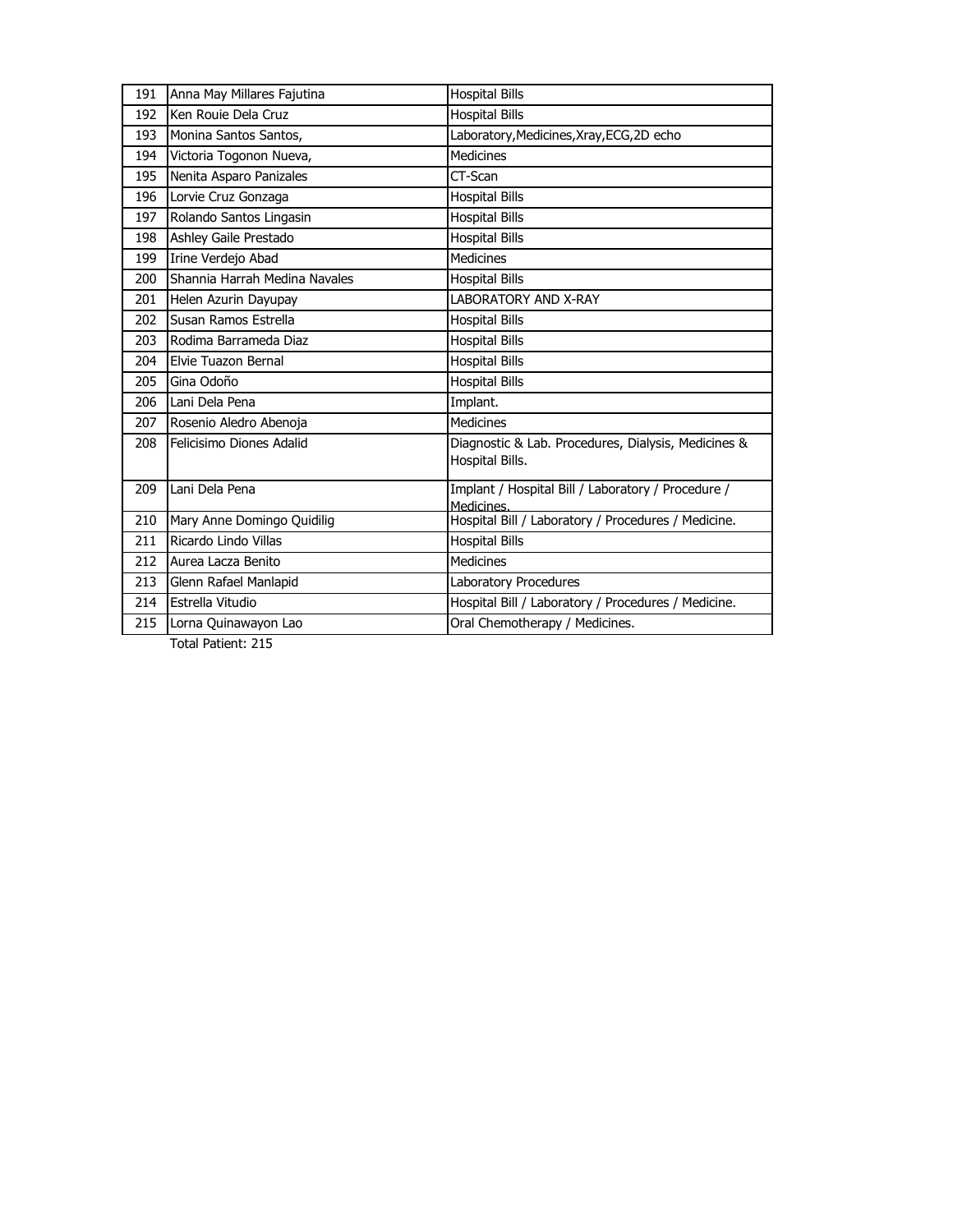| | | |
|---|---|---|
| 191 | Anna May Millares Fajutina | Hospital Bills |
| 192 | Ken Rouie Dela Cruz | Hospital Bills |
| 193 | Monina Santos Santos, | Laboratory,Medicines,Xray,ECG,2D echo |
| 194 | Victoria Togonon Nueva, | Medicines |
| 195 | Nenita Asparo Panizales | CT-Scan |
| 196 | Lorvie Cruz Gonzaga | Hospital Bills |
| 197 | Rolando Santos Lingasin | Hospital Bills |
| 198 | Ashley Gaile Prestado | Hospital Bills |
| 199 | Irine Verdejo Abad | Medicines |
| 200 | Shannia Harrah Medina Navales | Hospital Bills |
| 201 | Helen Azurin Dayupay | LABORATORY AND X-RAY |
| 202 | Susan Ramos Estrella | Hospital Bills |
| 203 | Rodima Barrameda Diaz | Hospital Bills |
| 204 | Elvie Tuazon Bernal | Hospital Bills |
| 205 | Gina Odoño | Hospital Bills |
| 206 | Lani Dela Pena | Implant. |
| 207 | Rosenio Aledro Abenoja | Medicines |
| 208 | Felicisimo Diones Adalid | Diagnostic & Lab. Procedures, Dialysis, Medicines & Hospital Bills. |
| 209 | Lani Dela Pena | Implant / Hospital Bill / Laboratory / Procedure / Medicines. |
| 210 | Mary Anne Domingo Quidilig | Hospital Bill / Laboratory / Procedures / Medicine. |
| 211 | Ricardo Lindo Villas | Hospital Bills |
| 212 | Aurea Lacza Benito | Medicines |
| 213 | Glenn Rafael Manlapid | Laboratory Procedures |
| 214 | Estrella Vitudio | Hospital Bill / Laboratory / Procedures / Medicine. |
| 215 | Lorna Quinawayon Lao | Oral Chemotherapy / Medicines. |

Total Patient: 215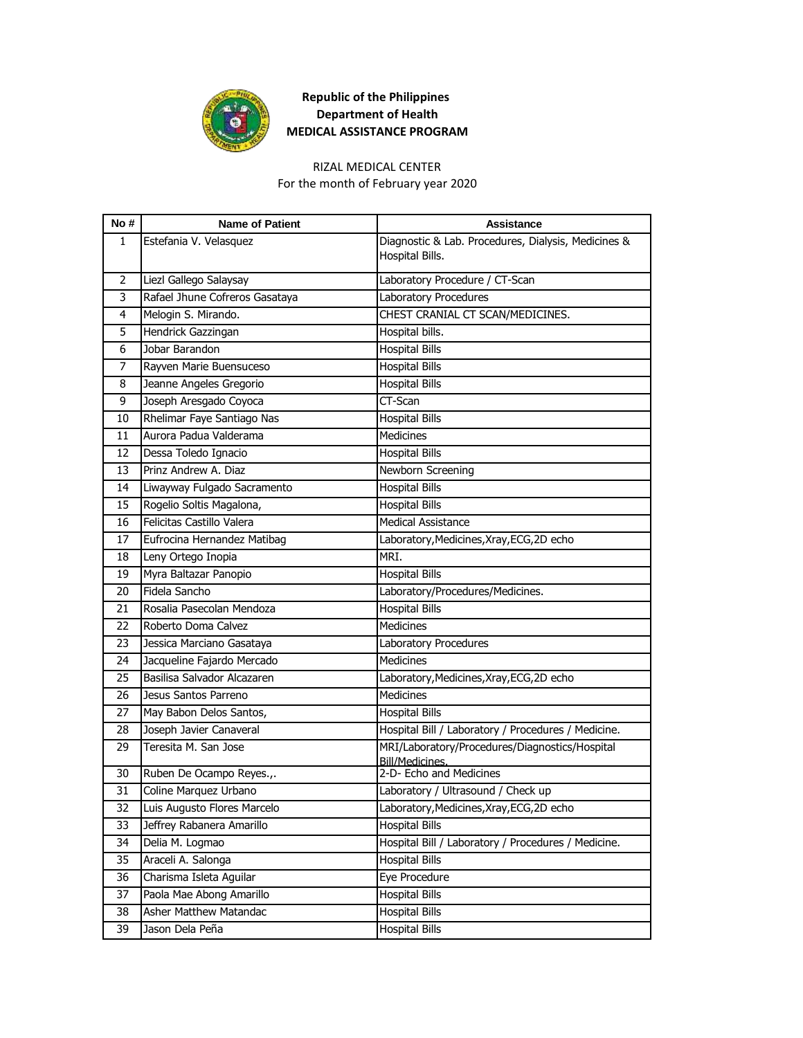**Republic of the Philippines**
**Department of Health**
**MEDICAL ASSISTANCE PROGRAM**

RIZAL MEDICAL CENTER
For the month of February year 2020

| No # | Name of Patient | Assistance |
|---|---|---|
| 1 | Estefania V. Velasquez | Diagnostic & Lab. Procedures, Dialysis, Medicines & Hospital Bills. |
| 2 | Liezl Gallego Salaysay | Laboratory Procedure / CT-Scan |
| 3 | Rafael Jhune Cofreros Gasataya | Laboratory Procedures |
| 4 | Melogin S. Mirando. | CHEST CRANIAL CT SCAN/MEDICINES. |
| 5 | Hendrick Gazzingan | Hospital bills. |
| 6 | Jobar Barandon | Hospital Bills |
| 7 | Rayven Marie Buensuceso | Hospital Bills |
| 8 | Jeanne Angeles Gregorio | Hospital Bills |
| 9 | Joseph Aresgado Coyoca | CT-Scan |
| 10 | Rhelimar Faye Santiago Nas | Hospital Bills |
| 11 | Aurora Padua Valderama | Medicines |
| 12 | Dessa Toledo Ignacio | Hospital Bills |
| 13 | Prinz Andrew A. Diaz | Newborn Screening |
| 14 | Liwayway Fulgado Sacramento | Hospital Bills |
| 15 | Rogelio Soltis Magalona, | Hospital Bills |
| 16 | Felicitas Castillo Valera | Medical Assistance |
| 17 | Eufrocina Hernandez Matibag | Laboratory,Medicines,Xray,ECG,2D echo |
| 18 | Leny Ortego Inopia | MRI. |
| 19 | Myra Baltazar Panopio | Hospital Bills |
| 20 | Fidela Sancho | Laboratory/Procedures/Medicines. |
| 21 | Rosalia Pasecolan Mendoza | Hospital Bills |
| 22 | Roberto Doma Calvez | Medicines |
| 23 | Jessica Marciano Gasataya | Laboratory Procedures |
| 24 | Jacqueline Fajardo Mercado | Medicines |
| 25 | Basilisa Salvador Alcazaren | Laboratory,Medicines,Xray,ECG,2D echo |
| 26 | Jesus Santos Parreno | Medicines |
| 27 | May Babon Delos Santos, | Hospital Bills |
| 28 | Joseph Javier Canaveral | Hospital Bill / Laboratory / Procedures / Medicine. |
| 29 | Teresita M. San Jose | MRI/Laboratory/Procedures/Diagnostics/Hospital Bill/Medicines. |
| 30 | Ruben De Ocampo Reyes.,. | 2-D- Echo and Medicines |
| 31 | Coline Marquez Urbano | Laboratory / Ultrasound / Check up |
| 32 | Luis Augusto Flores Marcelo | Laboratory,Medicines,Xray,ECG,2D echo |
| 33 | Jeffrey Rabanera Amarillo | Hospital Bills |
| 34 | Delia M. Logmao | Hospital Bill / Laboratory / Procedures / Medicine. |
| 35 | Araceli A. Salonga | Hospital Bills |
| 36 | Charisma Isleta Aguilar | Eye Procedure |
| 37 | Paola Mae Abong Amarillo | Hospital Bills |
| 38 | Asher Matthew Matandac | Hospital Bills |
| 39 | Jason Dela Peña | Hospital Bills |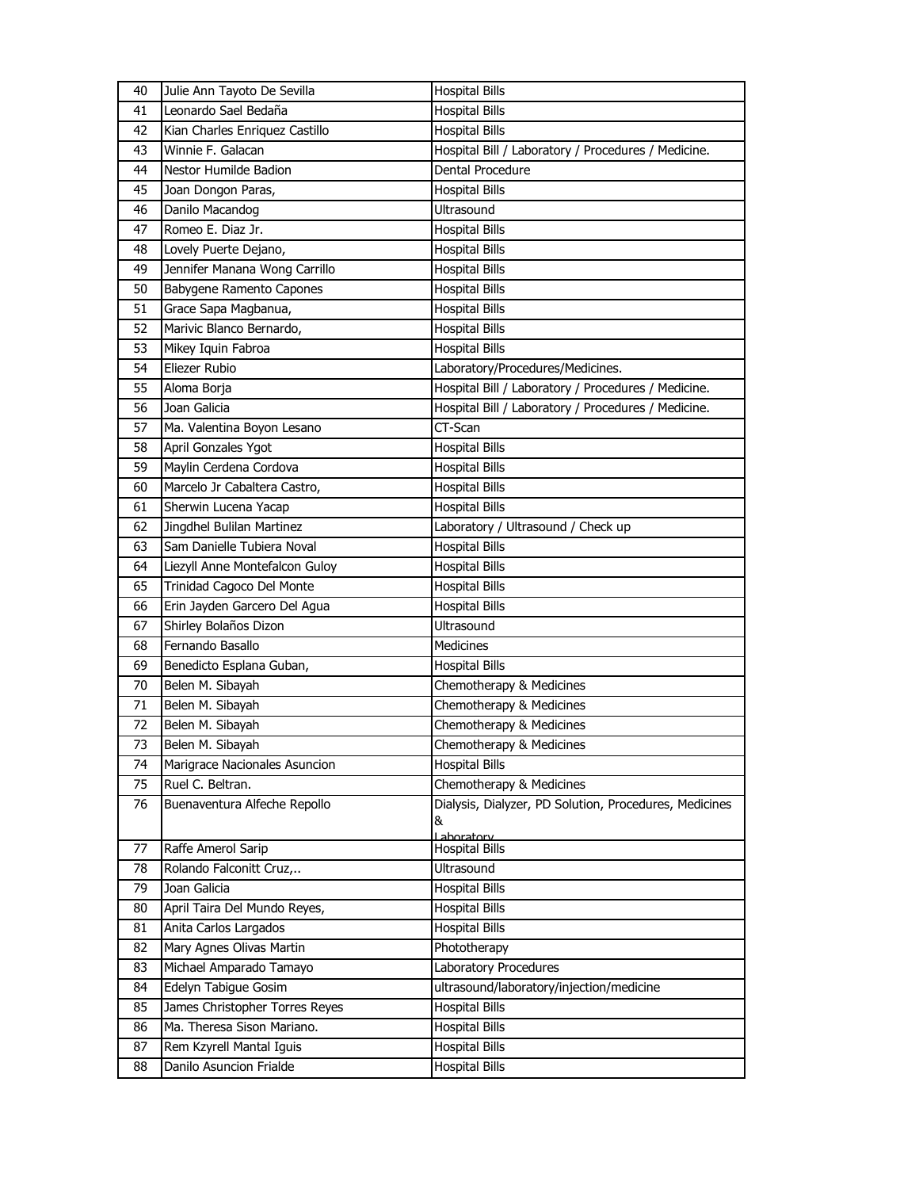| 40 | Julie Ann Tayoto De Sevilla | Hospital Bills |
|---|---|---|
| 41 | Leonardo Sael Bedaña | Hospital Bills |
| 42 | Kian Charles Enriquez Castillo | Hospital Bills |
| 43 | Winnie F. Galacan | Hospital Bill / Laboratory / Procedures / Medicine. |
| 44 | Nestor Humilde Badion | Dental Procedure |
| 45 | Joan Dongon Paras, | Hospital Bills |
| 46 | Danilo Macandog | Ultrasound |
| 47 | Romeo E. Diaz Jr. | Hospital Bills |
| 48 | Lovely Puerte Dejano, | Hospital Bills |
| 49 | Jennifer Manana Wong Carrillo | Hospital Bills |
| 50 | Babygene Ramento Capones | Hospital Bills |
| 51 | Grace Sapa Magbanua, | Hospital Bills |
| 52 | Marivic Blanco Bernardo, | Hospital Bills |
| 53 | Mikey Iquin Fabroa | Hospital Bills |
| 54 | Eliezer Rubio | Laboratory/Procedures/Medicines. |
| 55 | Aloma Borja | Hospital Bill / Laboratory / Procedures / Medicine. |
| 56 | Joan Galicia | Hospital Bill / Laboratory / Procedures / Medicine. |
| 57 | Ma. Valentina Boyon Lesano | CT-Scan |
| 58 | April Gonzales Ygot | Hospital Bills |
| 59 | Maylin Cerdena Cordova | Hospital Bills |
| 60 | Marcelo Jr Cabaltera Castro, | Hospital Bills |
| 61 | Sherwin Lucena Yacap | Hospital Bills |
| 62 | Jingdhel Bulilan Martinez | Laboratory / Ultrasound / Check up |
| 63 | Sam Danielle Tubiera Noval | Hospital Bills |
| 64 | Liezyll Anne Montefalcon Guloy | Hospital Bills |
| 65 | Trinidad Cagoco Del Monte | Hospital Bills |
| 66 | Erin Jayden Garcero Del Agua | Hospital Bills |
| 67 | Shirley Bolaños Dizon | Ultrasound |
| 68 | Fernando Basallo | Medicines |
| 69 | Benedicto Esplana Guban, | Hospital Bills |
| 70 | Belen M. Sibayah | Chemotherapy & Medicines |
| 71 | Belen M. Sibayah | Chemotherapy & Medicines |
| 72 | Belen M. Sibayah | Chemotherapy & Medicines |
| 73 | Belen M. Sibayah | Chemotherapy & Medicines |
| 74 | Marigrace Nacionales Asuncion | Hospital Bills |
| 75 | Ruel C. Beltran. | Chemotherapy & Medicines |
| 76 | Buenaventura Alfeche Repollo | Dialysis, Dialyzer, PD Solution, Procedures, Medicines & Laboratory |
| 77 | Raffe Amerol Sarip | Hospital Bills |
| 78 | Rolando Falconitt Cruz,.. | Ultrasound |
| 79 | Joan Galicia | Hospital Bills |
| 80 | April Taira Del Mundo Reyes, | Hospital Bills |
| 81 | Anita Carlos Largados | Hospital Bills |
| 82 | Mary Agnes Olivas Martin | Phototherapy |
| 83 | Michael Amparado Tamayo | Laboratory Procedures |
| 84 | Edelyn Tabigue Gosim | ultrasound/laboratory/injection/medicine |
| 85 | James Christopher Torres Reyes | Hospital Bills |
| 86 | Ma. Theresa Sison Mariano. | Hospital Bills |
| 87 | Rem Kzyrell Mantal Iguis | Hospital Bills |
| 88 | Danilo Asuncion Frialde | Hospital Bills |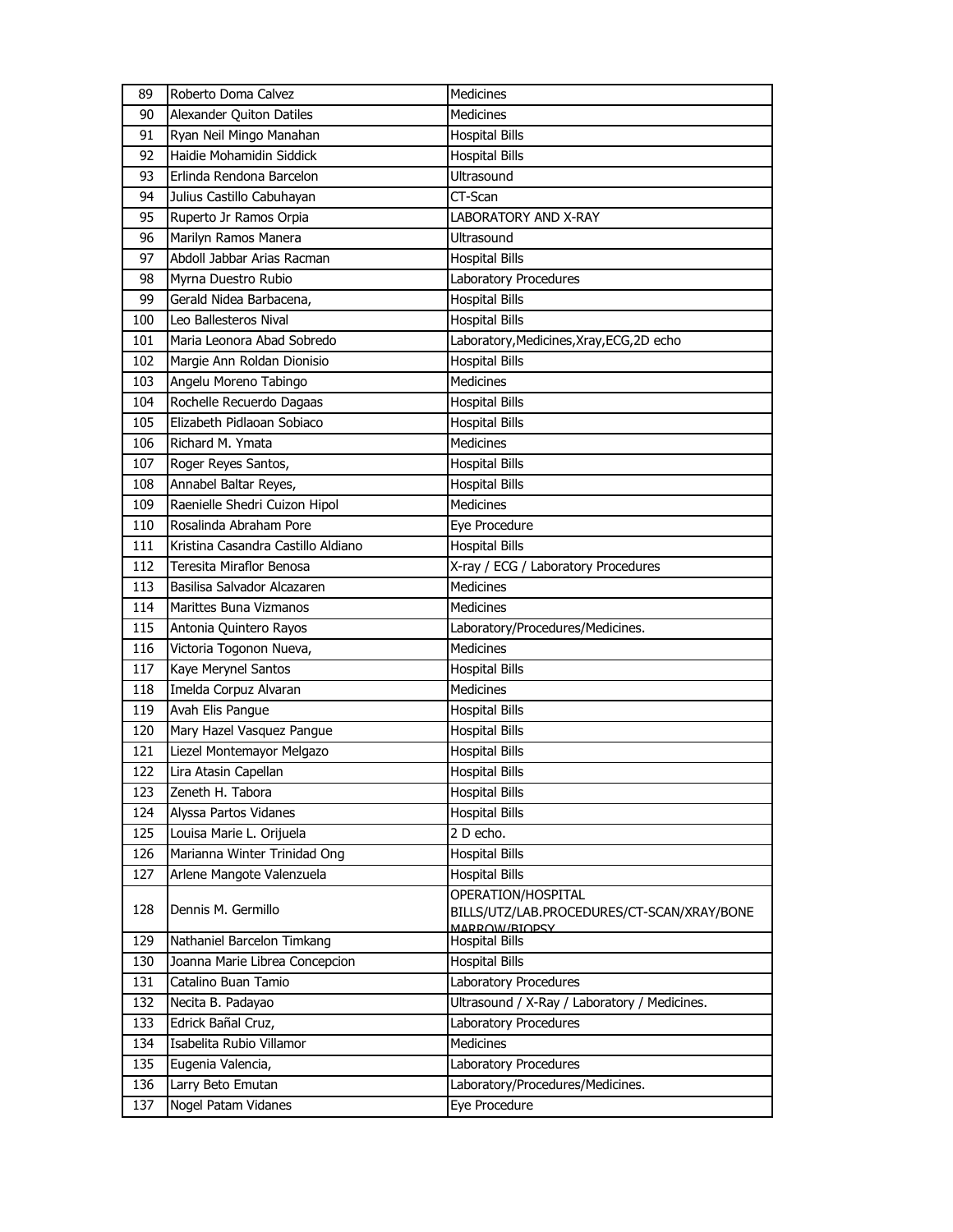| 89 | Roberto Doma Calvez | Medicines |
|---|---|---|
| 90 | Alexander Quiton Datiles | Medicines |
| 91 | Ryan Neil Mingo Manahan | Hospital Bills |
| 92 | Haidie Mohamidin Siddick | Hospital Bills |
| 93 | Erlinda Rendona Barcelon | Ultrasound |
| 94 | Julius Castillo Cabuhayan | CT-Scan |
| 95 | Ruperto Jr Ramos Orpia | LABORATORY AND X-RAY |
| 96 | Marilyn Ramos Manera | Ultrasound |
| 97 | Abdoll Jabbar Arias Racman | Hospital Bills |
| 98 | Myrna Duestro Rubio | Laboratory Procedures |
| 99 | Gerald Nidea Barbacena, | Hospital Bills |
| 100 | Leo Ballesteros Nival | Hospital Bills |
| 101 | Maria Leonora Abad Sobredo | Laboratory,Medicines,Xray,ECG,2D echo |
| 102 | Margie Ann Roldan Dionisio | Hospital Bills |
| 103 | Angelu Moreno Tabingo | Medicines |
| 104 | Rochelle Recuerdo Dagaas | Hospital Bills |
| 105 | Elizabeth Pidlaoan Sobiaco | Hospital Bills |
| 106 | Richard M. Ymata | Medicines |
| 107 | Roger Reyes Santos, | Hospital Bills |
| 108 | Annabel Baltar Reyes, | Hospital Bills |
| 109 | Raenielle Shedri Cuizon Hipol | Medicines |
| 110 | Rosalinda Abraham Pore | Eye Procedure |
| 111 | Kristina Casandra Castillo Aldiano | Hospital Bills |
| 112 | Teresita Miraflor Benosa | X-ray / ECG / Laboratory Procedures |
| 113 | Basilisa Salvador Alcazaren | Medicines |
| 114 | Marittes Buna Vizmanos | Medicines |
| 115 | Antonia Quintero Rayos | Laboratory/Procedures/Medicines. |
| 116 | Victoria Togonon Nueva, | Medicines |
| 117 | Kaye Merynel Santos | Hospital Bills |
| 118 | Imelda Corpuz Alvaran | Medicines |
| 119 | Avah Elis Pangue | Hospital Bills |
| 120 | Mary Hazel Vasquez Pangue | Hospital Bills |
| 121 | Liezel Montemayor Melgazo | Hospital Bills |
| 122 | Lira Atasin Capellan | Hospital Bills |
| 123 | Zeneth H. Tabora | Hospital Bills |
| 124 | Alyssa Partos Vidanes | Hospital Bills |
| 125 | Louisa Marie L. Orijuela | 2 D echo. |
| 126 | Marianna Winter Trinidad Ong | Hospital Bills |
| 127 | Arlene Mangote Valenzuela | Hospital Bills |
| 128 | Dennis M. Germillo | OPERATION/HOSPITAL BILLS/UTZ/LAB.PROCEDURES/CT-SCAN/XRAY/BONE MARROW/BIOPSY |
| 129 | Nathaniel Barcelon Timkang | Hospital Bills |
| 130 | Joanna Marie Librea Concepcion | Hospital Bills |
| 131 | Catalino Buan Tamio | Laboratory Procedures |
| 132 | Necita B. Padayao | Ultrasound / X-Ray / Laboratory / Medicines. |
| 133 | Edrick Bañal Cruz, | Laboratory Procedures |
| 134 | Isabelita Rubio Villamor | Medicines |
| 135 | Eugenia Valencia, | Laboratory Procedures |
| 136 | Larry Beto Emutan | Laboratory/Procedures/Medicines. |
| 137 | Nogel Patam Vidanes | Eye Procedure |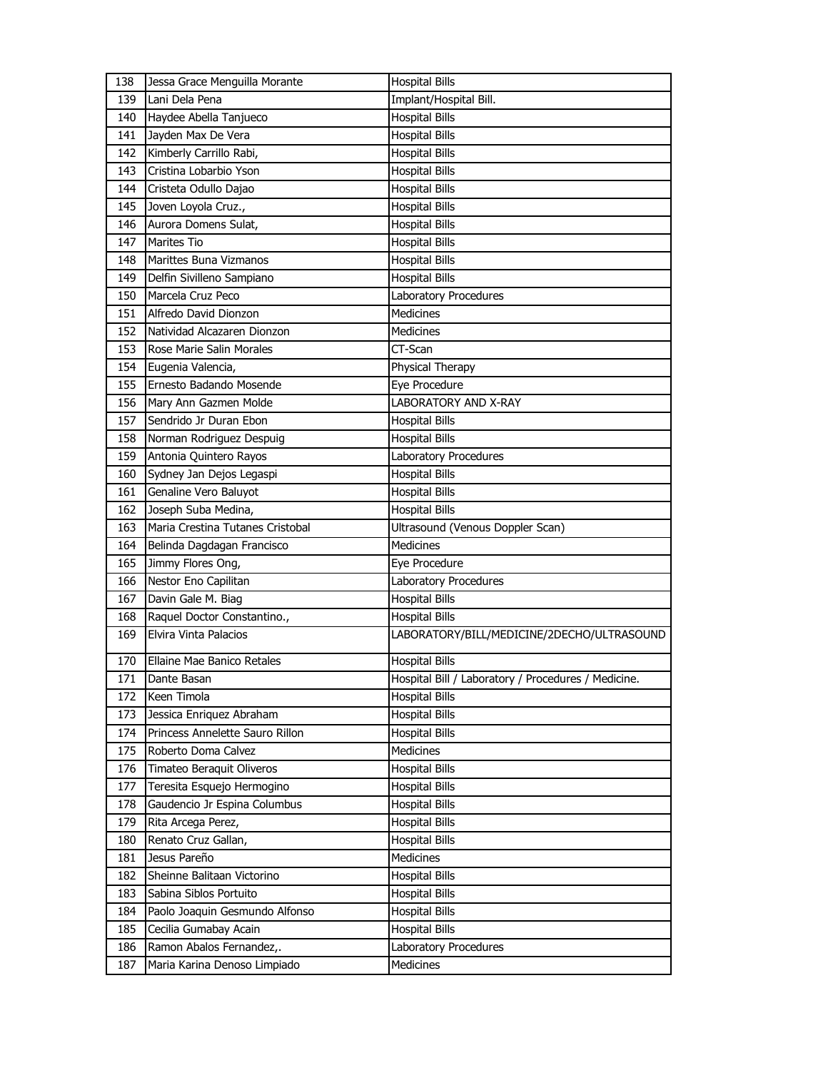| 138 | Jessa Grace Menguilla Morante | Hospital Bills |
|---|---|---|
| 139 | Lani Dela Pena | Implant/Hospital Bill. |
| 140 | Haydee Abella Tanjueco | Hospital Bills |
| 141 | Jayden Max De Vera | Hospital Bills |
| 142 | Kimberly Carrillo Rabi, | Hospital Bills |
| 143 | Cristina Lobarbio Yson | Hospital Bills |
| 144 | Cristeta Odullo Dajao | Hospital Bills |
| 145 | Joven Loyola Cruz., | Hospital Bills |
| 146 | Aurora Domens Sulat, | Hospital Bills |
| 147 | Marites Tio | Hospital Bills |
| 148 | Marittes Buna Vizmanos | Hospital Bills |
| 149 | Delfin Sivilleno Sampiano | Hospital Bills |
| 150 | Marcela Cruz Peco | Laboratory Procedures |
| 151 | Alfredo David Dionzon | Medicines |
| 152 | Natividad Alcazaren Dionzon | Medicines |
| 153 | Rose Marie Salin Morales | CT-Scan |
| 154 | Eugenia Valencia, | Physical Therapy |
| 155 | Ernesto Badando Mosende | Eye Procedure |
| 156 | Mary Ann Gazmen Molde | LABORATORY AND X-RAY |
| 157 | Sendrido Jr Duran Ebon | Hospital Bills |
| 158 | Norman Rodriguez Despuig | Hospital Bills |
| 159 | Antonia Quintero Rayos | Laboratory Procedures |
| 160 | Sydney Jan Dejos Legaspi | Hospital Bills |
| 161 | Genaline Vero Baluyot | Hospital Bills |
| 162 | Joseph Suba Medina, | Hospital Bills |
| 163 | Maria Crestina Tutanes Cristobal | Ultrasound (Venous Doppler Scan) |
| 164 | Belinda Dagdagan Francisco | Medicines |
| 165 | Jimmy Flores Ong, | Eye Procedure |
| 166 | Nestor Eno Capilitan | Laboratory Procedures |
| 167 | Davin Gale M. Biag | Hospital Bills |
| 168 | Raquel Doctor Constantino., | Hospital Bills |
| 169 | Elvira Vinta Palacios | LABORATORY/BILL/MEDICINE/2DECHO/ULTRASOUND |
| 170 | Ellaine Mae Banico Retales | Hospital Bills |
| 171 | Dante Basan | Hospital Bill / Laboratory / Procedures / Medicine. |
| 172 | Keen Timola | Hospital Bills |
| 173 | Jessica Enriquez Abraham | Hospital Bills |
| 174 | Princess Annelette Sauro Rillon | Hospital Bills |
| 175 | Roberto Doma Calvez | Medicines |
| 176 | Timateo Beraquit Oliveros | Hospital Bills |
| 177 | Teresita Esquejo Hermogino | Hospital Bills |
| 178 | Gaudencio Jr Espina Columbus | Hospital Bills |
| 179 | Rita Arcega Perez, | Hospital Bills |
| 180 | Renato Cruz Gallan, | Hospital Bills |
| 181 | Jesus Pareño | Medicines |
| 182 | Sheinne Balitaan Victorino | Hospital Bills |
| 183 | Sabina Siblos Portuito | Hospital Bills |
| 184 | Paolo Joaquin Gesmundo Alfonso | Hospital Bills |
| 185 | Cecilia Gumabay Acain | Hospital Bills |
| 186 | Ramon Abalos Fernandez,. | Laboratory Procedures |
| 187 | Maria Karina Denoso Limpiado | Medicines |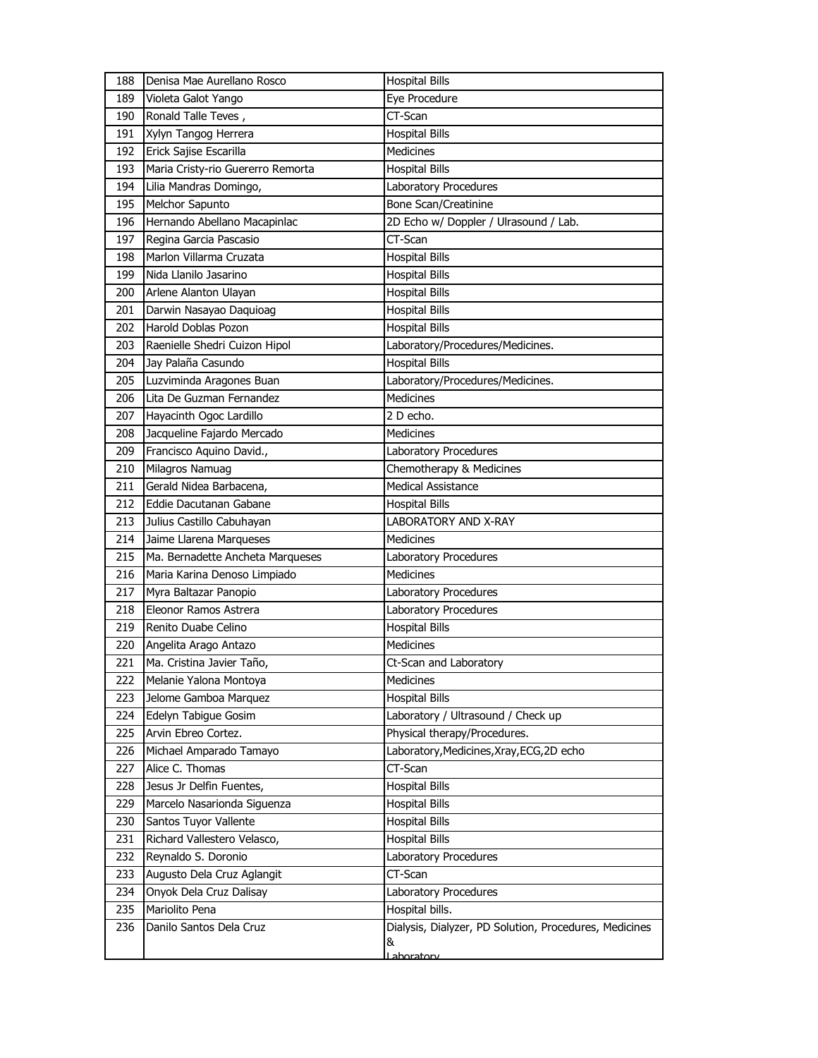| 188 | Denisa Mae Aurellano Rosco | Hospital Bills |
|---|---|---|
| 189 | Violeta Galot Yango | Eye Procedure |
| 190 | Ronald Talle Teves , | CT-Scan |
| 191 | Xylyn Tangog Herrera | Hospital Bills |
| 192 | Erick Sajise Escarilla | Medicines |
| 193 | Maria Cristy-rio Guererro Remorta | Hospital Bills |
| 194 | Lilia Mandras Domingo, | Laboratory Procedures |
| 195 | Melchor Sapunto | Bone Scan/Creatinine |
| 196 | Hernando Abellano Macapinlac | 2D Echo w/ Doppler / Ulrasound / Lab. |
| 197 | Regina Garcia Pascasio | CT-Scan |
| 198 | Marlon Villarma Cruzata | Hospital Bills |
| 199 | Nida Llanilo Jasarino | Hospital Bills |
| 200 | Arlene Alanton Ulayan | Hospital Bills |
| 201 | Darwin Nasayao Daquioag | Hospital Bills |
| 202 | Harold Doblas Pozon | Hospital Bills |
| 203 | Raenielle Shedri Cuizon Hipol | Laboratory/Procedures/Medicines. |
| 204 | Jay Palaña Casundo | Hospital Bills |
| 205 | Luzviminda Aragones Buan | Laboratory/Procedures/Medicines. |
| 206 | Lita De Guzman Fernandez | Medicines |
| 207 | Hayacinth Ogoc Lardillo | 2 D echo. |
| 208 | Jacqueline Fajardo Mercado | Medicines |
| 209 | Francisco Aquino David., | Laboratory Procedures |
| 210 | Milagros Namuag | Chemotherapy & Medicines |
| 211 | Gerald Nidea Barbacena, | Medical Assistance |
| 212 | Eddie Dacutanan Gabane | Hospital Bills |
| 213 | Julius Castillo Cabuhayan | LABORATORY AND X-RAY |
| 214 | Jaime Llarena Marqueses | Medicines |
| 215 | Ma. Bernadette Ancheta Marqueses | Laboratory Procedures |
| 216 | Maria Karina Denoso Limpiado | Medicines |
| 217 | Myra Baltazar Panopio | Laboratory Procedures |
| 218 | Eleonor Ramos Astrera | Laboratory Procedures |
| 219 | Renito Duabe Celino | Hospital Bills |
| 220 | Angelita Arago Antazo | Medicines |
| 221 | Ma. Cristina Javier Taño, | Ct-Scan and Laboratory |
| 222 | Melanie Yalona Montoya | Medicines |
| 223 | Jelome Gamboa Marquez | Hospital Bills |
| 224 | Edelyn Tabigue Gosim | Laboratory / Ultrasound / Check up |
| 225 | Arvin Ebreo Cortez. | Physical therapy/Procedures. |
| 226 | Michael Amparado Tamayo | Laboratory,Medicines,Xray,ECG,2D echo |
| 227 | Alice C. Thomas | CT-Scan |
| 228 | Jesus Jr Delfin Fuentes, | Hospital Bills |
| 229 | Marcelo Nasarionda Siguenza | Hospital Bills |
| 230 | Santos Tuyor Vallente | Hospital Bills |
| 231 | Richard Vallestero Velasco, | Hospital Bills |
| 232 | Reynaldo S. Doronio | Laboratory Procedures |
| 233 | Augusto Dela Cruz Aglangit | CT-Scan |
| 234 | Onyok Dela Cruz Dalisay | Laboratory Procedures |
| 235 | Mariolito Pena | Hospital bills. |
| 236 | Danilo Santos Dela Cruz | Dialysis, Dialyzer, PD Solution, Procedures, Medicines & Laboratory |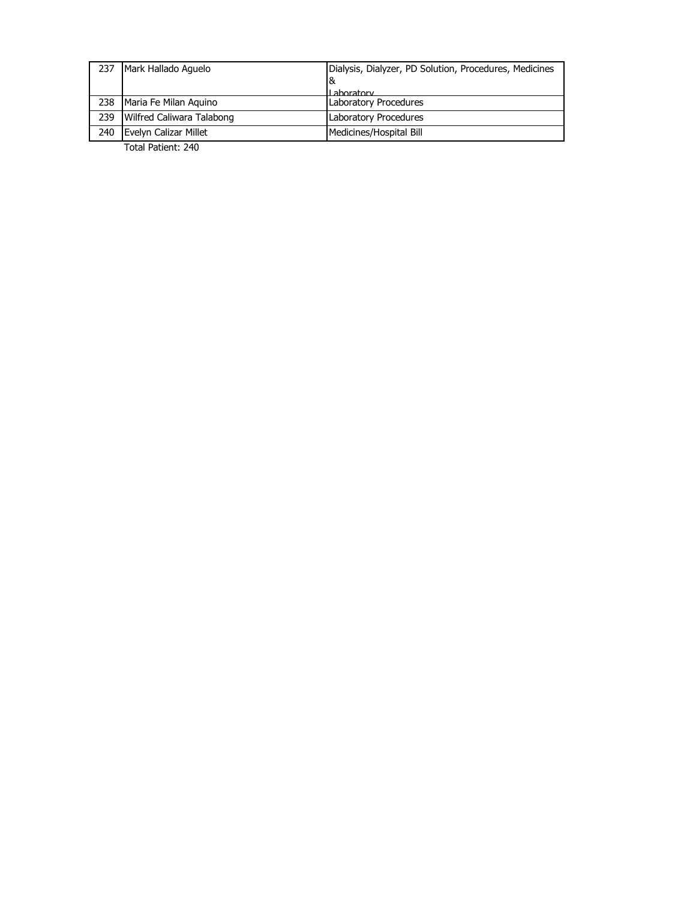| | | |
|---|---|---|
| 237 | Mark Hallado Aguelo | Dialysis, Dialyzer, PD Solution, Procedures, Medicines & Laboratory |
| 238 | Maria Fe Milan Aquino | Laboratory Procedures |
| 239 | Wilfred Caliwara Talabong | Laboratory Procedures |
| 240 | Evelyn Calizar Millet | Medicines/Hospital Bill |

Total Patient: 240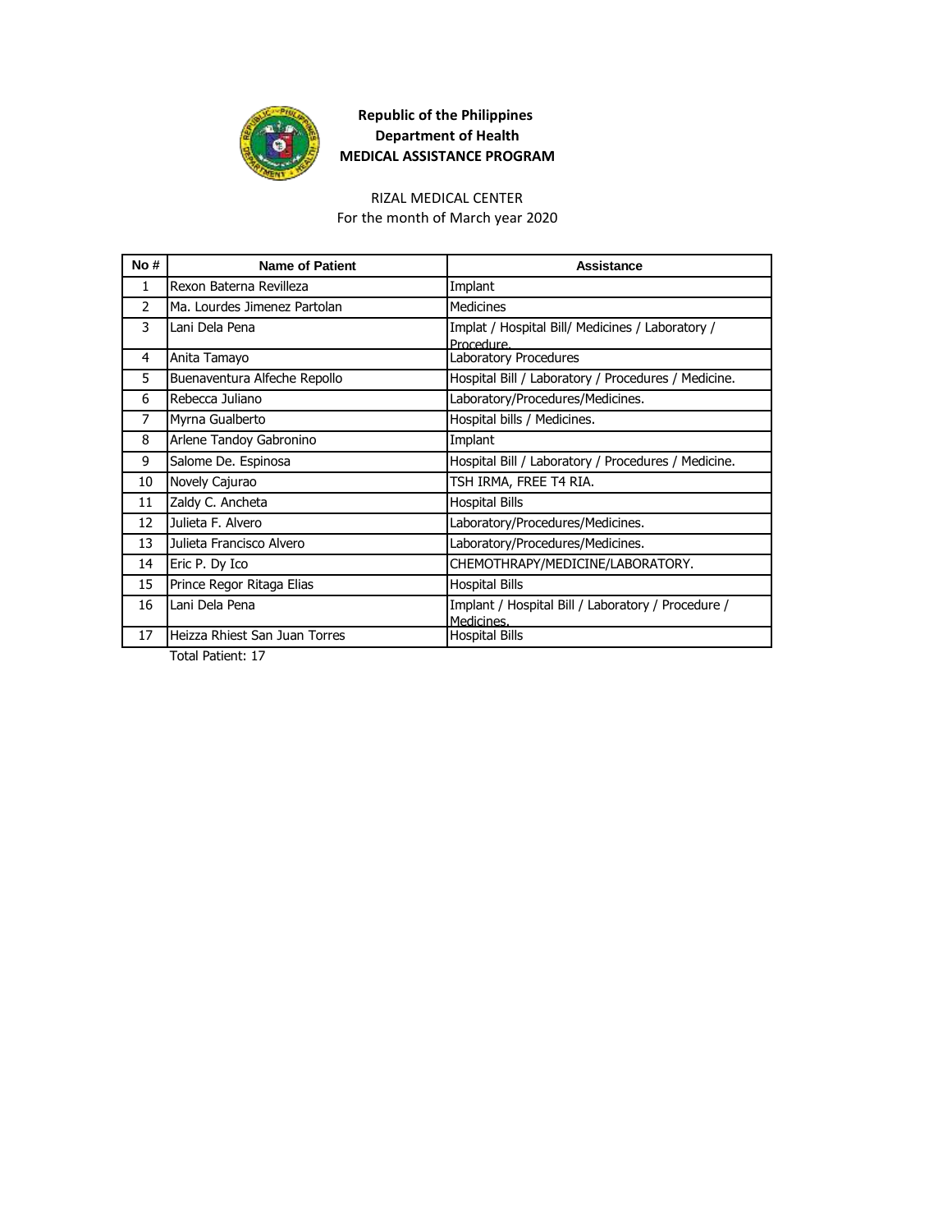**Republic of the Philippines**
**Department of Health**
**MEDICAL ASSISTANCE PROGRAM**

RIZAL MEDICAL CENTER
For the month of March year 2020

| No # | Name of Patient | Assistance |
|---|---|---|
| 1 | Rexon Baterna Revilleza | Implant |
| 2 | Ma. Lourdes Jimenez Partolan | Medicines |
| 3 | Lani Dela Pena | Implat / Hospital Bill/ Medicines / Laboratory / Procedure. |
| 4 | Anita Tamayo | Laboratory Procedures |
| 5 | Buenaventura Alfeche Repollo | Hospital Bill / Laboratory / Procedures / Medicine. |
| 6 | Rebecca Juliano | Laboratory/Procedures/Medicines. |
| 7 | Myrna Gualberto | Hospital bills / Medicines. |
| 8 | Arlene Tandoy Gabronino | Implant |
| 9 | Salome De. Espinosa | Hospital Bill / Laboratory / Procedures / Medicine. |
| 10 | Novely Cajurao | TSH IRMA, FREE T4 RIA. |
| 11 | Zaldy C. Ancheta | Hospital Bills |
| 12 | Julieta F. Alvero | Laboratory/Procedures/Medicines. |
| 13 | Julieta Francisco Alvero | Laboratory/Procedures/Medicines. |
| 14 | Eric P. Dy Ico | CHEMOTHRAPY/MEDICINE/LABORATORY. |
| 15 | Prince Regor Ritaga Elias | Hospital Bills |
| 16 | Lani Dela Pena | Implant / Hospital Bill / Laboratory / Procedure / Medicines. |
| 17 | Heizza Rhiest San Juan Torres | Hospital Bills |

Total Patient: 17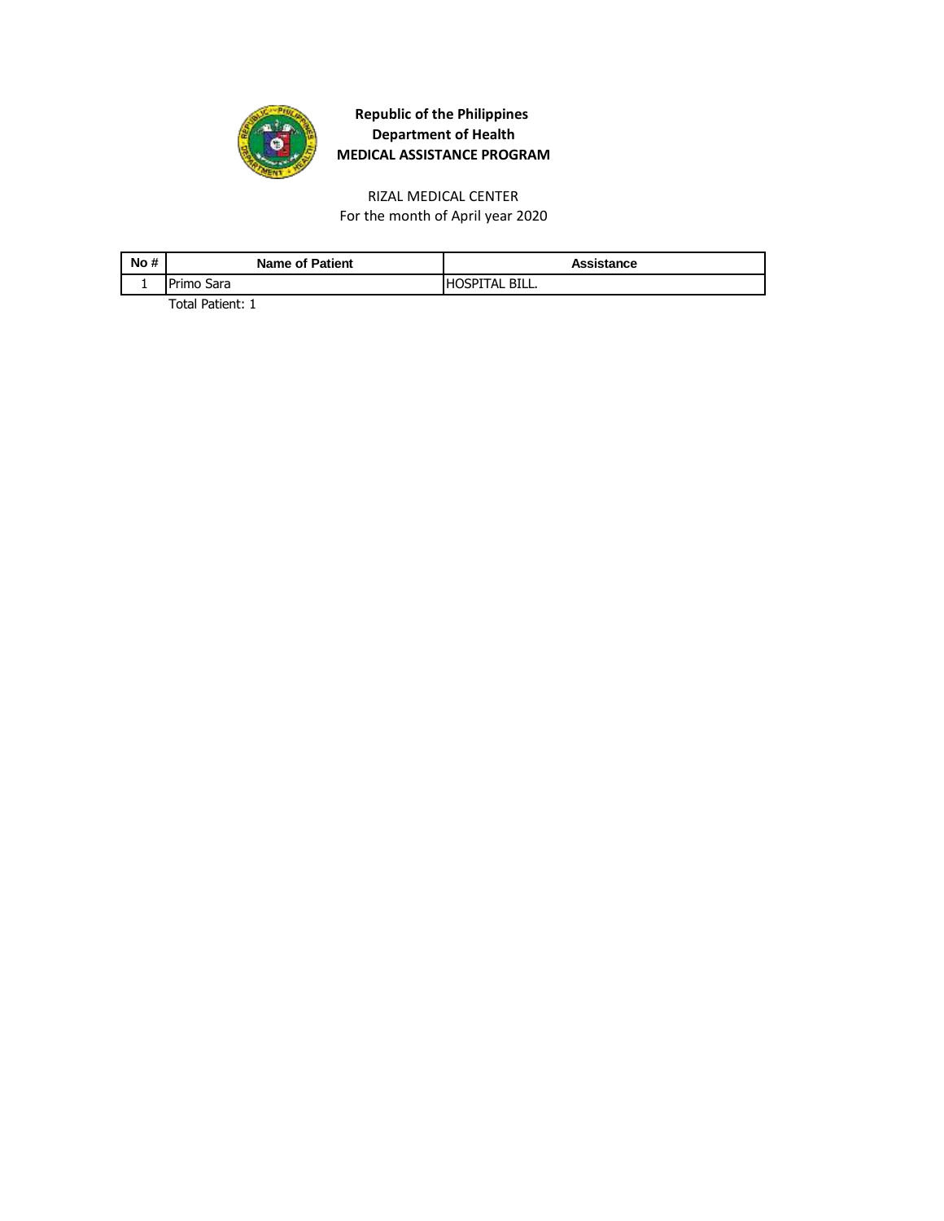**Republic of the Philippines**
**Department of Health**
**MEDICAL ASSISTANCE PROGRAM**

RIZAL MEDICAL CENTER
For the month of April year 2020

| No # | Name of Patient | Assistance |
| --- | --- | --- |
| 1 | Primo Sara | HOSPITAL BILL. |

Total Patient: 1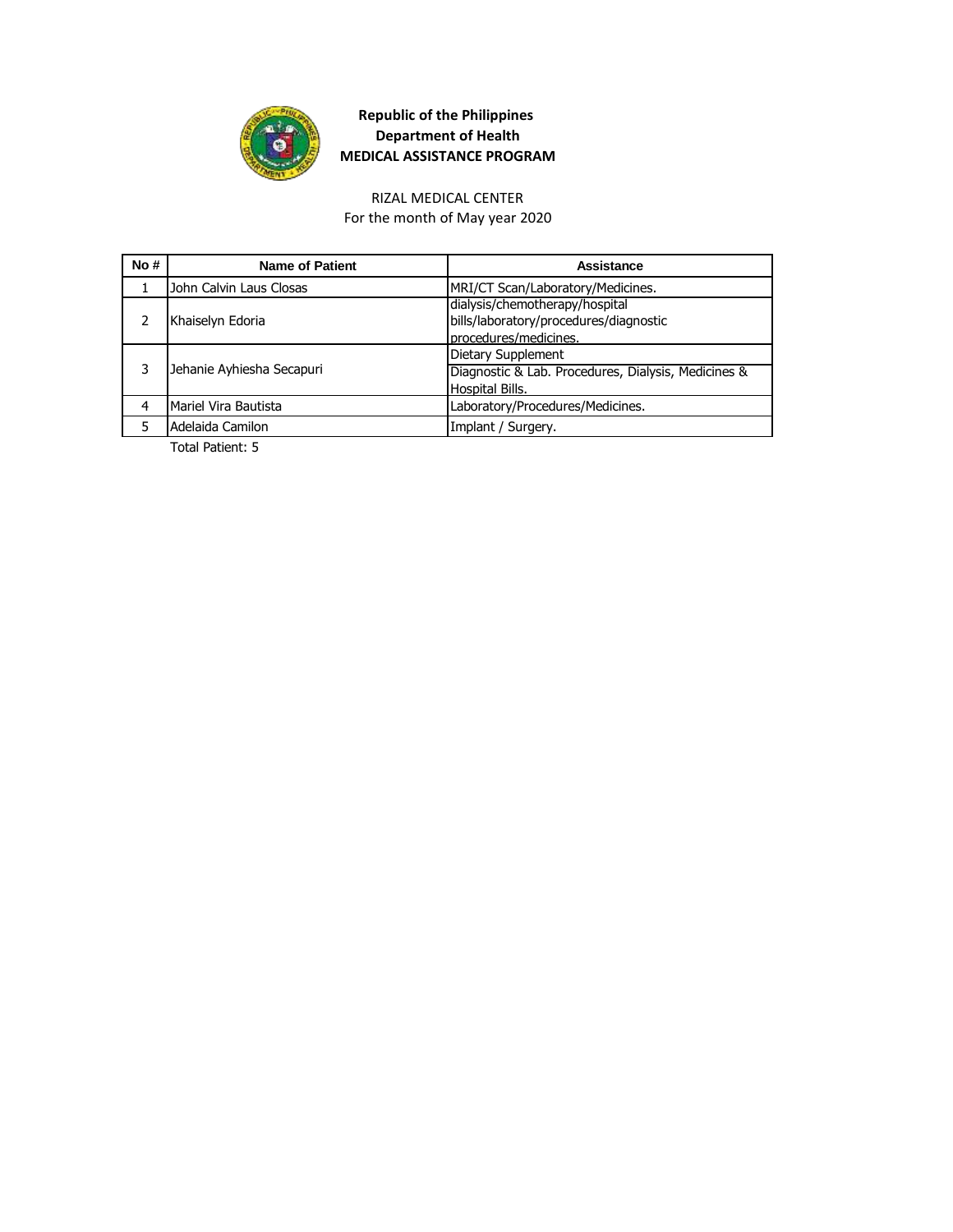**Republic of the Philippines**
**Department of Health**
**MEDICAL ASSISTANCE PROGRAM**

RIZAL MEDICAL CENTER
For the month of May year 2020

| No # | Name of Patient | Assistance |
|---|---|---|
| 1 | John Calvin Laus Closas | MRI/CT Scan/Laboratory/Medicines. |
| 2 | Khaiselyn Edoria | dialysis/chemotherapy/hospital bills/laboratory/procedures/diagnostic procedures/medicines. |
| 3 | Jehanie Ayhiesha Secapuri | Dietary Supplement |
| | | Diagnostic & Lab. Procedures, Dialysis, Medicines & Hospital Bills. |
| 4 | Mariel Vira Bautista | Laboratory/Procedures/Medicines. |
| 5 | Adelaida Camilon | Implant / Surgery. |

Total Patient: 5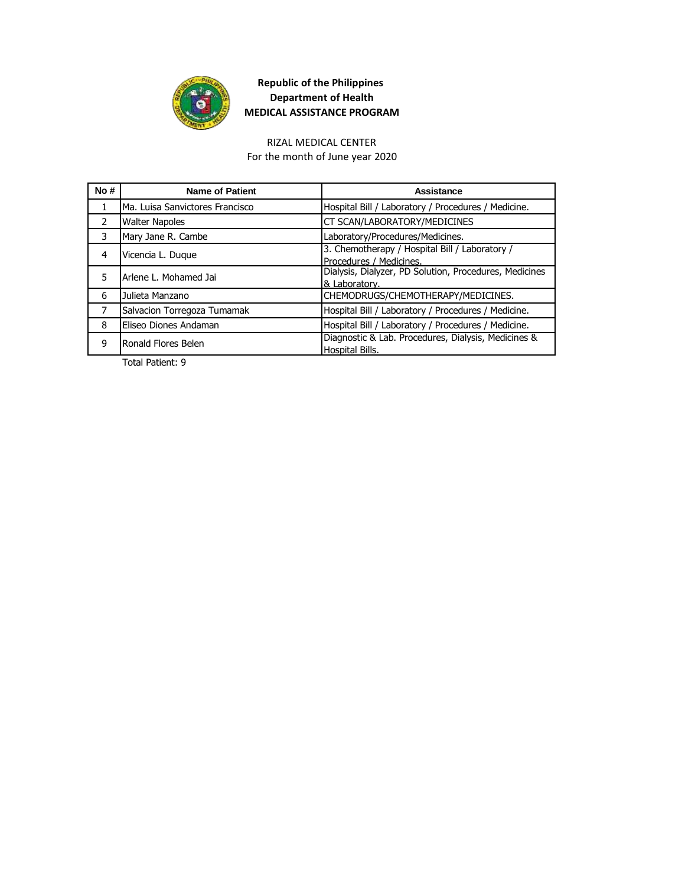**Republic of the Philippines**
**Department of Health**
**MEDICAL ASSISTANCE PROGRAM**

RIZAL MEDICAL CENTER
For the month of June year 2020

| No # | Name of Patient | Assistance |
|---|---|---|
| 1 | Ma. Luisa Sanvictores Francisco | Hospital Bill / Laboratory / Procedures / Medicine. |
| 2 | Walter Napoles | CT SCAN/LABORATORY/MEDICINES |
| 3 | Mary Jane R. Cambe | Laboratory/Procedures/Medicines. |
| 4 | Vicencia L. Duque | 3. Chemotherapy / Hospital Bill / Laboratory / Procedures / Medicines. |
| 5 | Arlene L. Mohamed Jai | Dialysis, Dialyzer, PD Solution, Procedures, Medicines & Laboratory. |
| 6 | Julieta Manzano | CHEMODRUGS/CHEMOTHERAPY/MEDICINES. |
| 7 | Salvacion Torregoza Tumamak | Hospital Bill / Laboratory / Procedures / Medicine. |
| 8 | Eliseo Diones Andaman | Hospital Bill / Laboratory / Procedures / Medicine. |
| 9 | Ronald Flores Belen | Diagnostic & Lab. Procedures, Dialysis, Medicines & Hospital Bills. |

Total Patient: 9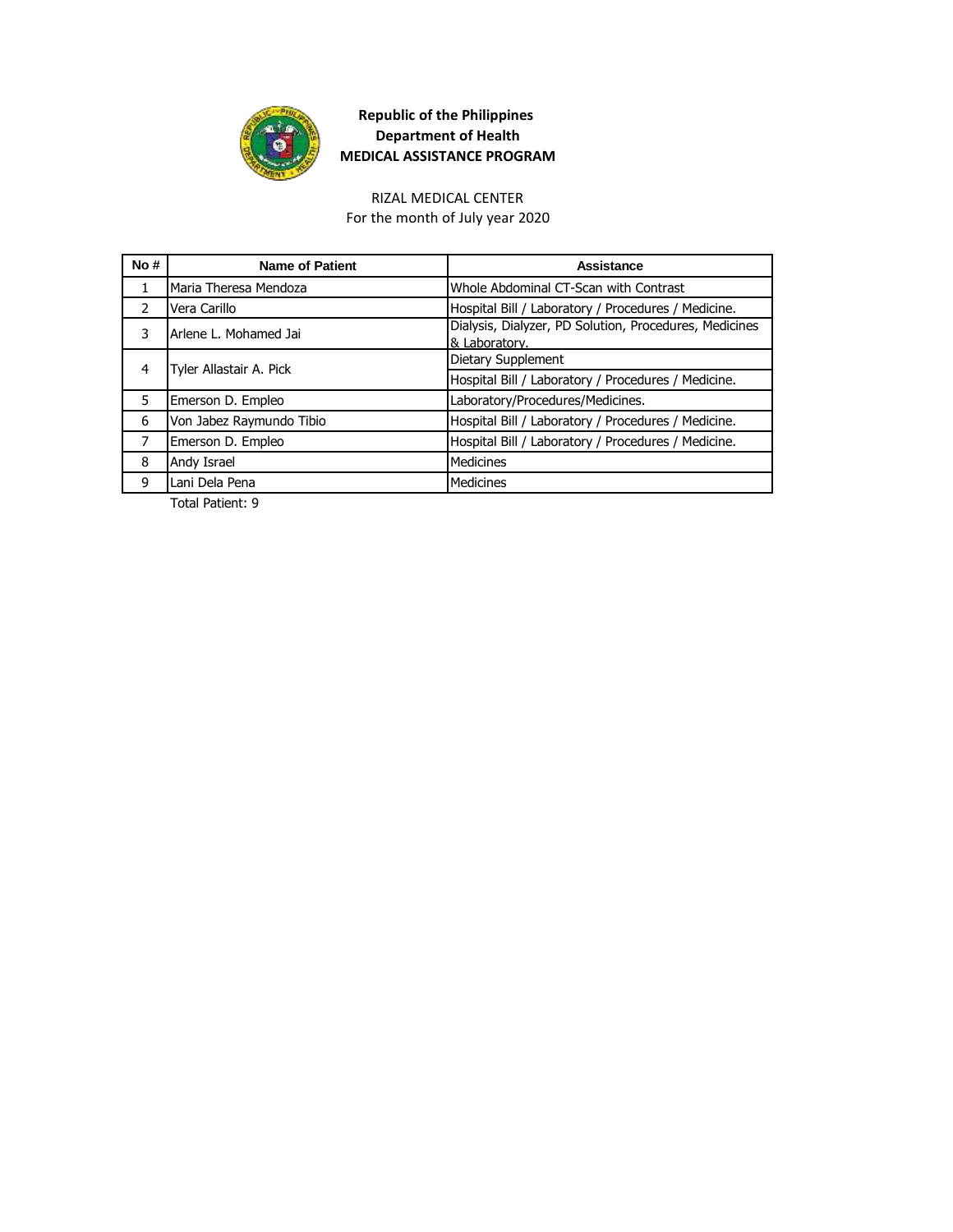**Republic of the Philippines**
**Department of Health**
**MEDICAL ASSISTANCE PROGRAM**

RIZAL MEDICAL CENTER
For the month of July year 2020

| No # | Name of Patient | Assistance |
|---|---|---|
| 1 | Maria Theresa Mendoza | Whole Abdominal CT-Scan with Contrast |
| 2 | Vera Carillo | Hospital Bill / Laboratory / Procedures / Medicine. |
| 3 | Arlene L. Mohamed Jai | Dialysis, Dialyzer, PD Solution, Procedures, Medicines & Laboratory. |
| 4 | Tyler Allastair A. Pick | Dietary Supplement |
| | | Hospital Bill / Laboratory / Procedures / Medicine. |
| 5 | Emerson D. Empleo | Laboratory/Procedures/Medicines. |
| 6 | Von Jabez Raymundo Tibio | Hospital Bill / Laboratory / Procedures / Medicine. |
| 7 | Emerson D. Empleo | Hospital Bill / Laboratory / Procedures / Medicine. |
| 8 | Andy Israel | Medicines |
| 9 | Lani Dela Pena | Medicines |

Total Patient: 9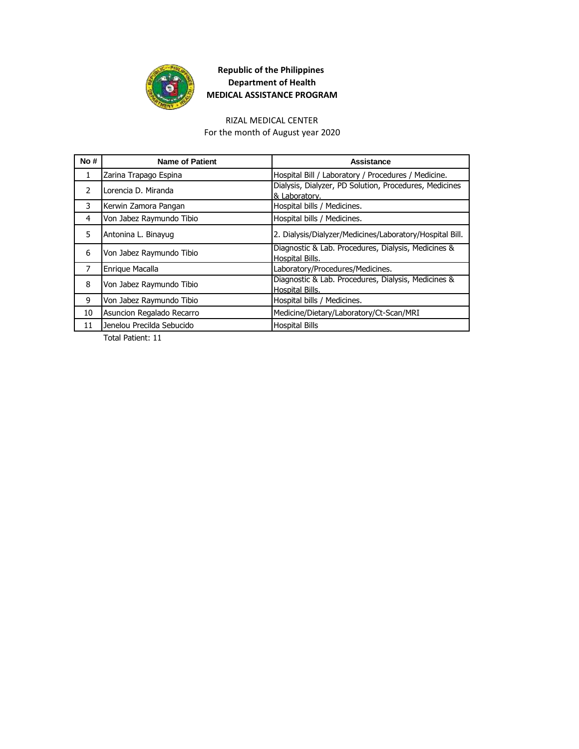**Republic of the Philippines**
**Department of Health**
**MEDICAL ASSISTANCE PROGRAM**

RIZAL MEDICAL CENTER
For the month of August year 2020

| No # | Name of Patient | Assistance |
|---|---|---|
| 1 | Zarina Trapago Espina | Hospital Bill / Laboratory / Procedures / Medicine. |
| 2 | Lorencia D. Miranda | Dialysis, Dialyzer, PD Solution, Procedures, Medicines & Laboratory. |
| 3 | Kerwin Zamora Pangan | Hospital bills / Medicines. |
| 4 | Von Jabez Raymundo Tibio | Hospital bills / Medicines. |
| 5 | Antonina L. Binayug | 2. Dialysis/Dialyzer/Medicines/Laboratory/Hospital Bill. |
| 6 | Von Jabez Raymundo Tibio | Diagnostic & Lab. Procedures, Dialysis, Medicines & Hospital Bills. |
| 7 | Enrique Macalla | Laboratory/Procedures/Medicines. |
| 8 | Von Jabez Raymundo Tibio | Diagnostic & Lab. Procedures, Dialysis, Medicines & Hospital Bills. |
| 9 | Von Jabez Raymundo Tibio | Hospital bills / Medicines. |
| 10 | Asuncion Regalado Recarro | Medicine/Dietary/Laboratory/Ct-Scan/MRI |
| 11 | Jenelou Precilda Sebucido | Hospital Bills |

Total Patient: 11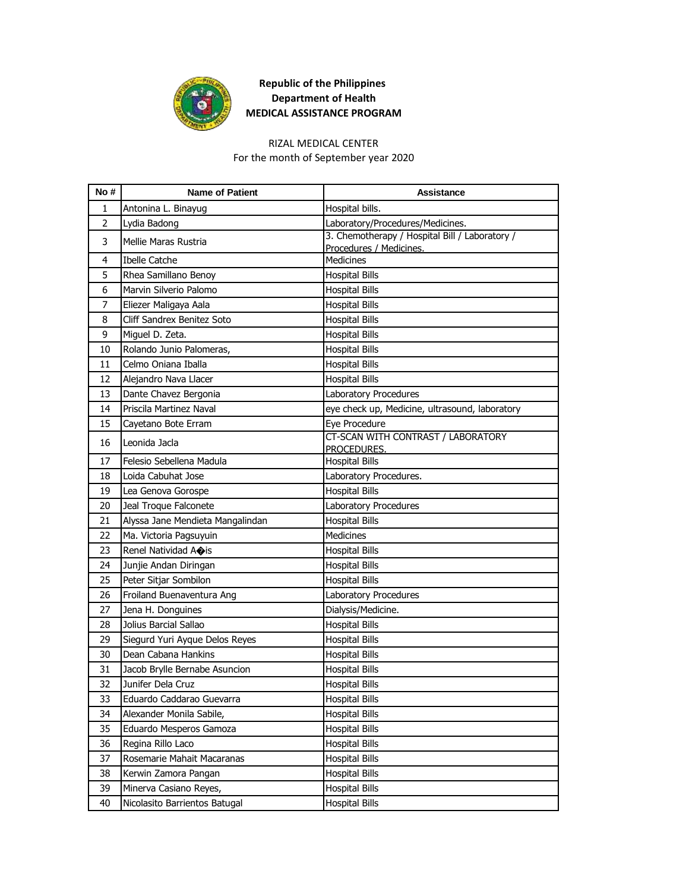**Republic of the Philippines**
**Department of Health**
**MEDICAL ASSISTANCE PROGRAM**

RIZAL MEDICAL CENTER
For the month of September year 2020

| No # | Name of Patient | Assistance |
|---|---|---|
| 1 | Antonina L. Binayug | Hospital bills. |
| 2 | Lydia Badong | Laboratory/Procedures/Medicines. |
| 3 | Mellie Maras Rustria | 3. Chemotherapy / Hospital Bill / Laboratory / Procedures / Medicines. |
| 4 | Ibelle Catche | Medicines |
| 5 | Rhea Samillano Benoy | Hospital Bills |
| 6 | Marvin Silverio Palomo | Hospital Bills |
| 7 | Eliezer Maligaya Aala | Hospital Bills |
| 8 | Cliff Sandrex Benitez Soto | Hospital Bills |
| 9 | Miguel D. Zeta. | Hospital Bills |
| 10 | Rolando Junio Palomeras, | Hospital Bills |
| 11 | Celmo Oniana Iballa | Hospital Bills |
| 12 | Alejandro Nava Llacer | Hospital Bills |
| 13 | Dante Chavez Bergonia | Laboratory Procedures |
| 14 | Priscila Martinez Naval | eye check up, Medicine, ultrasound, laboratory |
| 15 | Cayetano Bote Erram | Eye Procedure |
| 16 | Leonida Jacla | CT-SCAN WITH CONTRAST / LABORATORY PROCEDURES. |
| 17 | Felesio Sebellena Madula | Hospital Bills |
| 18 | Loida Cabuhat Jose | Laboratory Procedures. |
| 19 | Lea Genova Gorospe | Hospital Bills |
| 20 | Jeal Troque Falconete | Laboratory Procedures |
| 21 | Alyssa Jane Mendieta Mangalindan | Hospital Bills |
| 22 | Ma. Victoria Pagsuyuin | Medicines |
| 23 | Renel Natividad A�is | Hospital Bills |
| 24 | Junjie Andan Diringan | Hospital Bills |
| 25 | Peter Sitjar Sombilon | Hospital Bills |
| 26 | Froiland Buenaventura Ang | Laboratory Procedures |
| 27 | Jena H. Donguines | Dialysis/Medicine. |
| 28 | Jolius Barcial Sallao | Hospital Bills |
| 29 | Siegurd Yuri Ayque Delos Reyes | Hospital Bills |
| 30 | Dean Cabana Hankins | Hospital Bills |
| 31 | Jacob Brylle Bernabe Asuncion | Hospital Bills |
| 32 | Junifer Dela Cruz | Hospital Bills |
| 33 | Eduardo Caddarao Guevarra | Hospital Bills |
| 34 | Alexander Monila Sabile, | Hospital Bills |
| 35 | Eduardo Mesperos Gamoza | Hospital Bills |
| 36 | Regina Rillo Laco | Hospital Bills |
| 37 | Rosemarie Mahait Macaranas | Hospital Bills |
| 38 | Kerwin Zamora Pangan | Hospital Bills |
| 39 | Minerva Casiano Reyes, | Hospital Bills |
| 40 | Nicolasito Barrientos Batugal | Hospital Bills |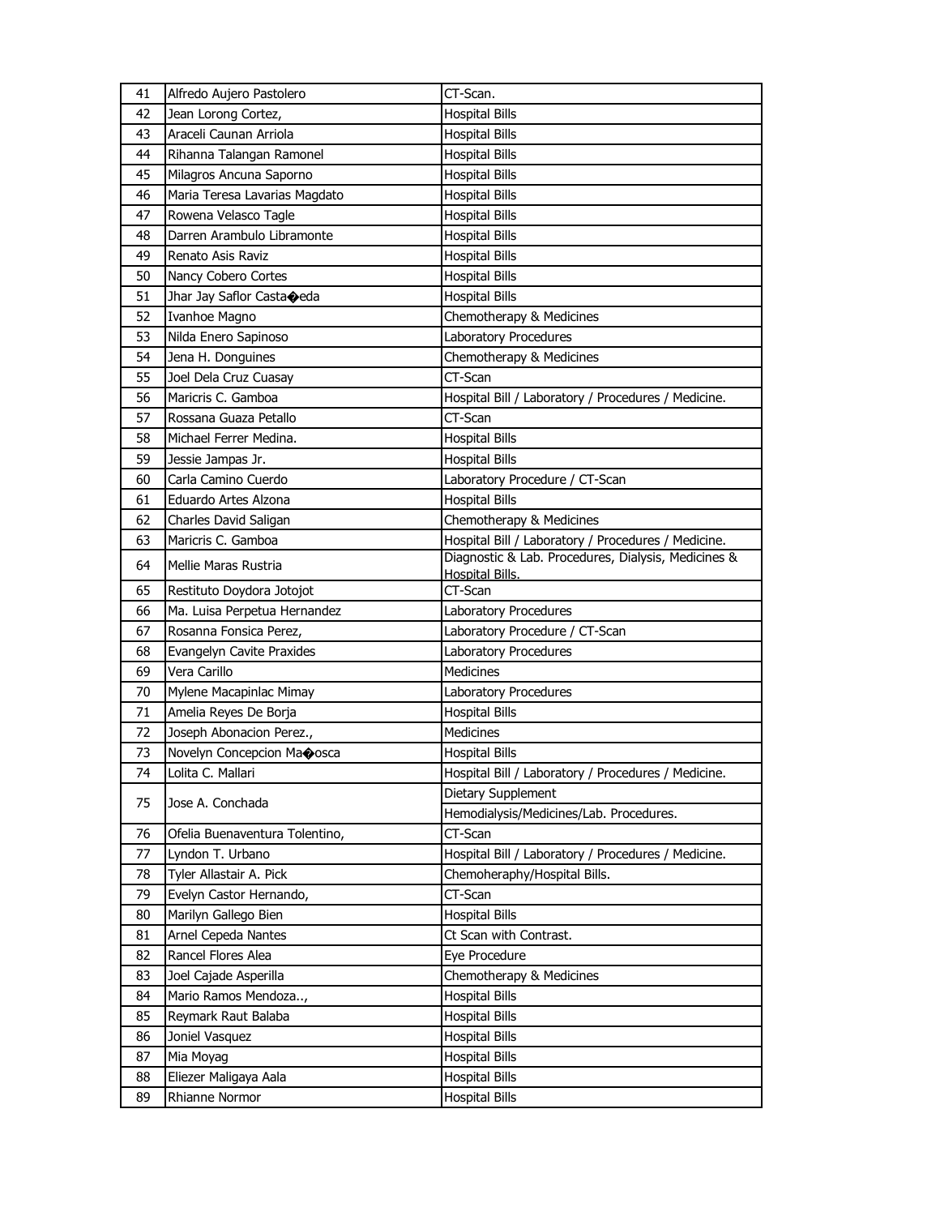| | | |
|---|---|---|
| 41 | Alfredo Aujero Pastolero | CT-Scan. |
| 42 | Jean Lorong Cortez, | Hospital Bills |
| 43 | Araceli Caunan Arriola | Hospital Bills |
| 44 | Rihanna Talangan Ramonel | Hospital Bills |
| 45 | Milagros Ancuna Saporno | Hospital Bills |
| 46 | Maria Teresa Lavarias Magdato | Hospital Bills |
| 47 | Rowena Velasco Tagle | Hospital Bills |
| 48 | Darren Arambulo Libramonte | Hospital Bills |
| 49 | Renato Asis Raviz | Hospital Bills |
| 50 | Nancy Cobero Cortes | Hospital Bills |
| 51 | Jhar Jay Saflor Casta�eda | Hospital Bills |
| 52 | Ivanhoe Magno | Chemotherapy & Medicines |
| 53 | Nilda Enero Sapinoso | Laboratory Procedures |
| 54 | Jena H. Donguines | Chemotherapy & Medicines |
| 55 | Joel Dela Cruz Cuasay | CT-Scan |
| 56 | Maricris C. Gamboa | Hospital Bill / Laboratory / Procedures / Medicine. |
| 57 | Rossana Guaza Petallo | CT-Scan |
| 58 | Michael Ferrer Medina. | Hospital Bills |
| 59 | Jessie Jampas Jr. | Hospital Bills |
| 60 | Carla Camino Cuerdo | Laboratory Procedure / CT-Scan |
| 61 | Eduardo Artes Alzona | Hospital Bills |
| 62 | Charles David Saligan | Chemotherapy & Medicines |
| 63 | Maricris C. Gamboa | Hospital Bill / Laboratory / Procedures / Medicine. |
| 64 | Mellie Maras Rustria | Diagnostic & Lab. Procedures, Dialysis, Medicines & Hospital Bills. |
| 65 | Restituto Doydora Jotojot | CT-Scan |
| 66 | Ma. Luisa Perpetua Hernandez | Laboratory Procedures |
| 67 | Rosanna Fonsica Perez, | Laboratory Procedure / CT-Scan |
| 68 | Evangelyn Cavite Praxides | Laboratory Procedures |
| 69 | Vera Carillo | Medicines |
| 70 | Mylene Macapinlac Mimay | Laboratory Procedures |
| 71 | Amelia Reyes De Borja | Hospital Bills |
| 72 | Joseph Abonacion Perez., | Medicines |
| 73 | Novelyn Concepcion Ma�osca | Hospital Bills |
| 74 | Lolita C. Mallari | Hospital Bill / Laboratory / Procedures / Medicine. |
| 75 | Jose A. Conchada | Dietary Supplement |
| | | Hemodialysis/Medicines/Lab. Procedures. |
| 76 | Ofelia Buenaventura Tolentino, | CT-Scan |
| 77 | Lyndon T. Urbano | Hospital Bill / Laboratory / Procedures / Medicine. |
| 78 | Tyler Allastair A. Pick | Chemoheraphy/Hospital Bills. |
| 79 | Evelyn Castor Hernando, | CT-Scan |
| 80 | Marilyn Gallego Bien | Hospital Bills |
| 81 | Arnel Cepeda Nantes | Ct Scan with Contrast. |
| 82 | Rancel Flores Alea | Eye Procedure |
| 83 | Joel Cajade Asperilla | Chemotherapy & Medicines |
| 84 | Mario Ramos Mendoza.., | Hospital Bills |
| 85 | Reymark Raut Balaba | Hospital Bills |
| 86 | Joniel Vasquez | Hospital Bills |
| 87 | Mia Moyag | Hospital Bills |
| 88 | Eliezer Maligaya Aala | Hospital Bills |
| 89 | Rhianne Normor | Hospital Bills |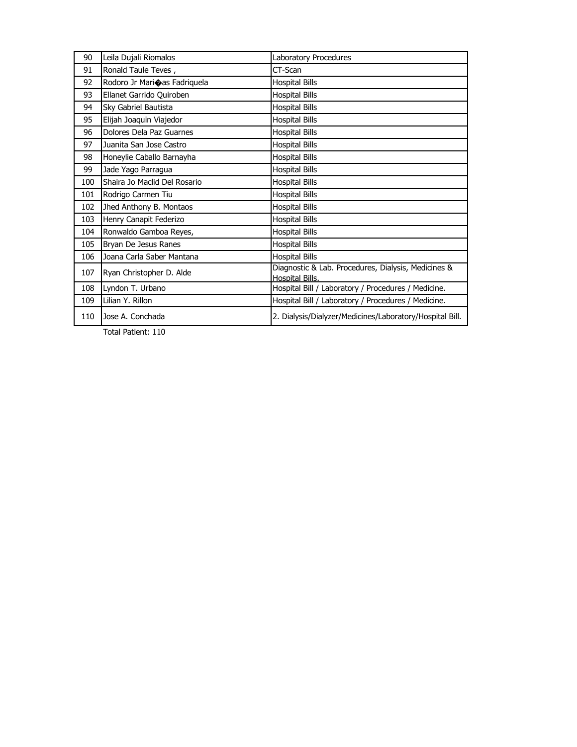| 90 | Leila Dujali Riomalos | Laboratory Procedures |
|---|---|---|
| 91 | Ronald Taule Teves , | CT-Scan |
| 92 | Rodoro Jr Mari�as Fadriquela | Hospital Bills |
| 93 | Ellanet Garrido Quiroben | Hospital Bills |
| 94 | Sky Gabriel Bautista | Hospital Bills |
| 95 | Elijah Joaquin Viajedor | Hospital Bills |
| 96 | Dolores Dela Paz Guarnes | Hospital Bills |
| 97 | Juanita San Jose Castro | Hospital Bills |
| 98 | Honeylie Caballo Barnayha | Hospital Bills |
| 99 | Jade Yago Parragua | Hospital Bills |
| 100 | Shaira Jo Maclid Del Rosario | Hospital Bills |
| 101 | Rodrigo Carmen Tiu | Hospital Bills |
| 102 | Jhed Anthony B. Montaos | Hospital Bills |
| 103 | Henry Canapit Federizo | Hospital Bills |
| 104 | Ronwaldo Gamboa Reyes, | Hospital Bills |
| 105 | Bryan De Jesus Ranes | Hospital Bills |
| 106 | Joana Carla Saber Mantana | Hospital Bills |
| 107 | Ryan Christopher D. Alde | Diagnostic & Lab. Procedures, Dialysis, Medicines & Hospital Bills. |
| 108 | Lyndon T. Urbano | Hospital Bill / Laboratory / Procedures / Medicine. |
| 109 | Lilian Y. Rillon | Hospital Bill / Laboratory / Procedures / Medicine. |
| 110 | Jose A. Conchada | 2. Dialysis/Dialyzer/Medicines/Laboratory/Hospital Bill. |

Total Patient: 110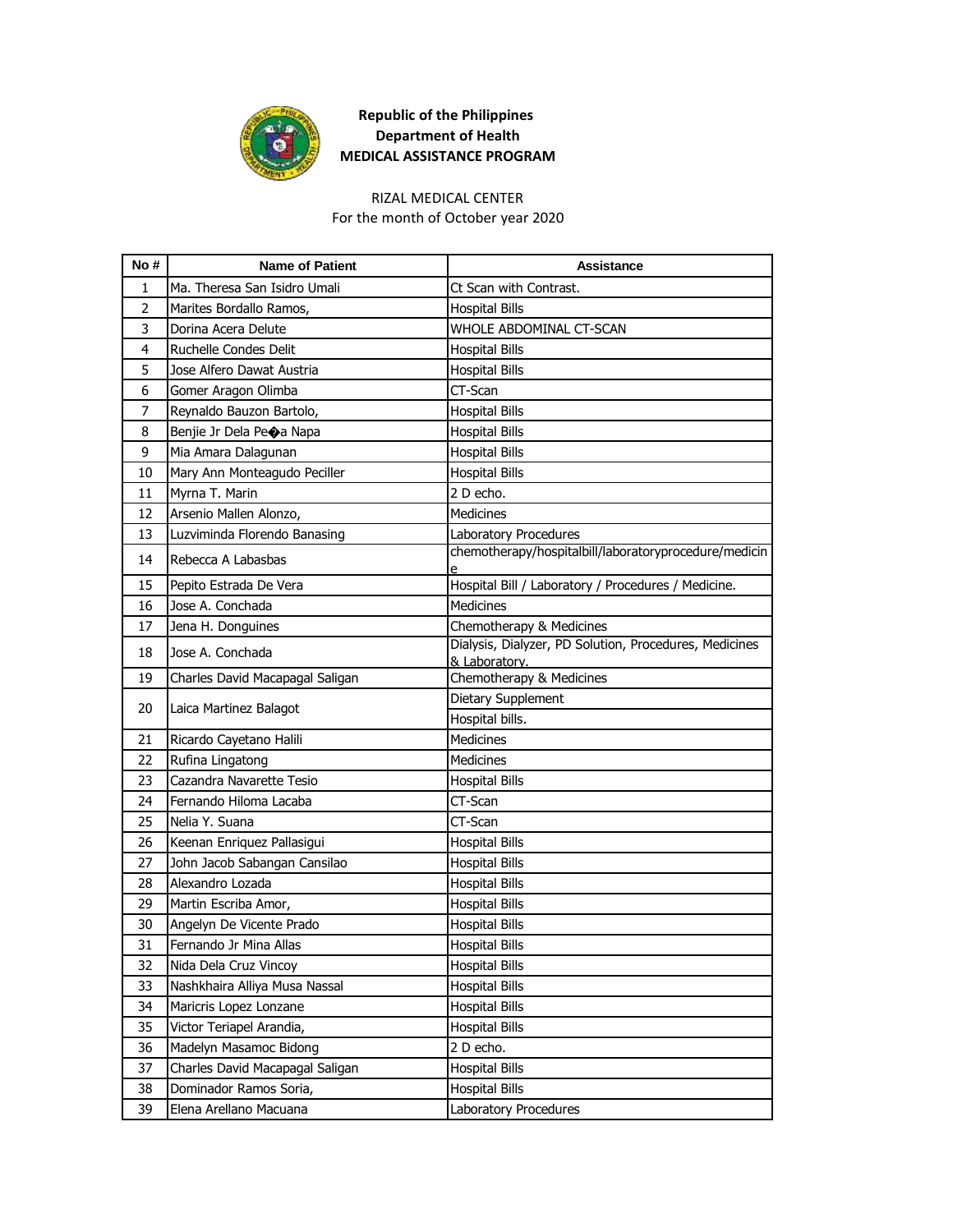**Republic of the Philippines**
**Department of Health**
**MEDICAL ASSISTANCE PROGRAM**

RIZAL MEDICAL CENTER
For the month of October year 2020

| No # | Name of Patient | Assistance |
|---|---|---|
| 1 | Ma. Theresa San Isidro Umali | Ct Scan with Contrast. |
| 2 | Marites Bordallo Ramos, | Hospital Bills |
| 3 | Dorina Acera Delute | WHOLE ABDOMINAL CT-SCAN |
| 4 | Ruchelle Condes Delit | Hospital Bills |
| 5 | Jose Alfero Dawat Austria | Hospital Bills |
| 6 | Gomer Aragon Olimba | CT-Scan |
| 7 | Reynaldo Bauzon Bartolo, | Hospital Bills |
| 8 | Benjie Jr Dela Pe�a Napa | Hospital Bills |
| 9 | Mia Amara Dalagunan | Hospital Bills |
| 10 | Mary Ann Monteagudo Peciller | Hospital Bills |
| 11 | Myrna T. Marin | 2 D echo. |
| 12 | Arsenio Mallen Alonzo, | Medicines |
| 13 | Luzviminda Florendo Banasing | Laboratory Procedures |
| 14 | Rebecca A Labasbas | chemotherapy/hospitalbill/laboratoryprocedure/medicine |
| 15 | Pepito Estrada De Vera | Hospital Bill / Laboratory / Procedures / Medicine. |
| 16 | Jose A. Conchada | Medicines |
| 17 | Jena H. Donguines | Chemotherapy & Medicines |
| 18 | Jose A. Conchada | Dialysis, Dialyzer, PD Solution, Procedures, Medicines & Laboratory. |
| 19 | Charles David Macapagal Saligan | Chemotherapy & Medicines |
| 20 | Laica Martinez Balagot | Dietary Supplement |
| | | Hospital bills. |
| 21 | Ricardo Cayetano Halili | Medicines |
| 22 | Rufina Lingatong | Medicines |
| 23 | Cazandra Navarette Tesio | Hospital Bills |
| 24 | Fernando Hiloma Lacaba | CT-Scan |
| 25 | Nelia Y. Suana | CT-Scan |
| 26 | Keenan Enriquez Pallasigui | Hospital Bills |
| 27 | John Jacob Sabangan Cansilao | Hospital Bills |
| 28 | Alexandro Lozada | Hospital Bills |
| 29 | Martin Escriba Amor, | Hospital Bills |
| 30 | Angelyn De Vicente Prado | Hospital Bills |
| 31 | Fernando Jr Mina Allas | Hospital Bills |
| 32 | Nida Dela Cruz Vincoy | Hospital Bills |
| 33 | Nashkhaira Alliya Musa Nassal | Hospital Bills |
| 34 | Maricris Lopez Lonzane | Hospital Bills |
| 35 | Victor Teriapel Arandia, | Hospital Bills |
| 36 | Madelyn Masamoc Bidong | 2 D echo. |
| 37 | Charles David Macapagal Saligan | Hospital Bills |
| 38 | Dominador Ramos Soria, | Hospital Bills |
| 39 | Elena Arellano Macuana | Laboratory Procedures |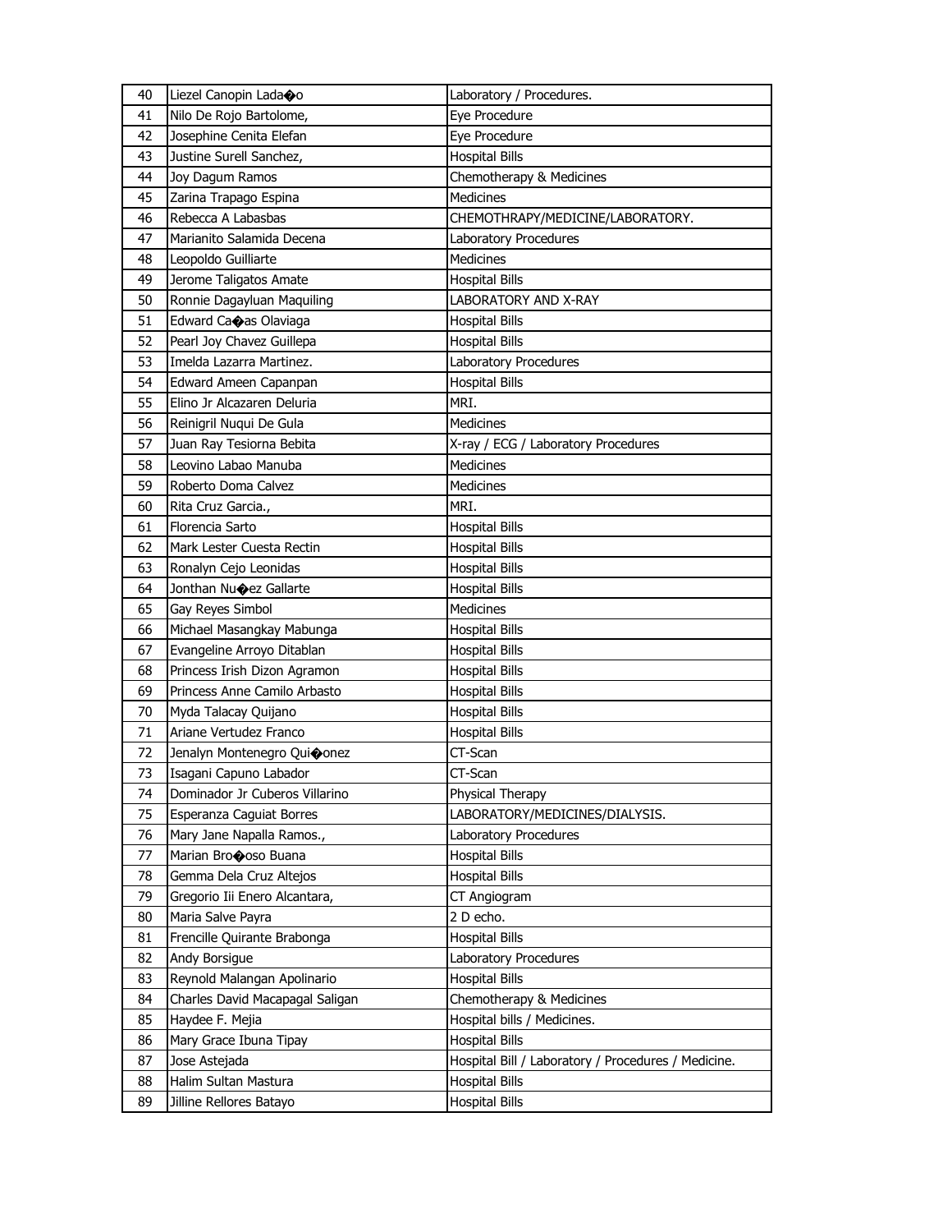| | | |
|---|---|---|
| 40 | Liezel Canopin Lada�o | Laboratory / Procedures. |
| 41 | Nilo De Rojo Bartolome, | Eye Procedure |
| 42 | Josephine Cenita Elefan | Eye Procedure |
| 43 | Justine Surell Sanchez, | Hospital Bills |
| 44 | Joy Dagum Ramos | Chemotherapy & Medicines |
| 45 | Zarina Trapago Espina | Medicines |
| 46 | Rebecca A Labasbas | CHEMOTHRAPY/MEDICINE/LABORATORY. |
| 47 | Marianito Salamida Decena | Laboratory Procedures |
| 48 | Leopoldo Guilliarte | Medicines |
| 49 | Jerome Taligatos Amate | Hospital Bills |
| 50 | Ronnie Dagayluan Maquiling | LABORATORY AND X-RAY |
| 51 | Edward Ca�as Olaviaga | Hospital Bills |
| 52 | Pearl Joy Chavez Guillepa | Hospital Bills |
| 53 | Imelda Lazarra Martinez. | Laboratory Procedures |
| 54 | Edward Ameen Capanpan | Hospital Bills |
| 55 | Elino Jr Alcazaren Deluria | MRI. |
| 56 | Reinigril Nuqui De Gula | Medicines |
| 57 | Juan Ray Tesiorna Bebita | X-ray / ECG / Laboratory Procedures |
| 58 | Leovino Labao Manuba | Medicines |
| 59 | Roberto Doma Calvez | Medicines |
| 60 | Rita Cruz Garcia., | MRI. |
| 61 | Florencia Sarto | Hospital Bills |
| 62 | Mark Lester Cuesta Rectin | Hospital Bills |
| 63 | Ronalyn Cejo Leonidas | Hospital Bills |
| 64 | Jonthan Nu�ez Gallarte | Hospital Bills |
| 65 | Gay Reyes Simbol | Medicines |
| 66 | Michael Masangkay Mabunga | Hospital Bills |
| 67 | Evangeline Arroyo Ditablan | Hospital Bills |
| 68 | Princess Irish Dizon Agramon | Hospital Bills |
| 69 | Princess Anne Camilo Arbasto | Hospital Bills |
| 70 | Myda Talacay Quijano | Hospital Bills |
| 71 | Ariane Vertudez Franco | Hospital Bills |
| 72 | Jenalyn Montenegro Qui�onez | CT-Scan |
| 73 | Isagani Capuno Labador | CT-Scan |
| 74 | Dominador Jr Cuberos Villarino | Physical Therapy |
| 75 | Esperanza Caguiat Borres | LABORATORY/MEDICINES/DIALYSIS. |
| 76 | Mary Jane Napalla Ramos., | Laboratory Procedures |
| 77 | Marian Bro�oso Buana | Hospital Bills |
| 78 | Gemma Dela Cruz Altejos | Hospital Bills |
| 79 | Gregorio Iii Enero Alcantara, | CT Angiogram |
| 80 | Maria Salve Payra | 2 D echo. |
| 81 | Frencille Quirante Brabonga | Hospital Bills |
| 82 | Andy Borsigue | Laboratory Procedures |
| 83 | Reynold Malangan Apolinario | Hospital Bills |
| 84 | Charles David Macapagal Saligan | Chemotherapy & Medicines |
| 85 | Haydee F. Mejia | Hospital bills / Medicines. |
| 86 | Mary Grace Ibuna Tipay | Hospital Bills |
| 87 | Jose Astejada | Hospital Bill / Laboratory / Procedures / Medicine. |
| 88 | Halim Sultan Mastura | Hospital Bills |
| 89 | Jilline Rellores Batayo | Hospital Bills |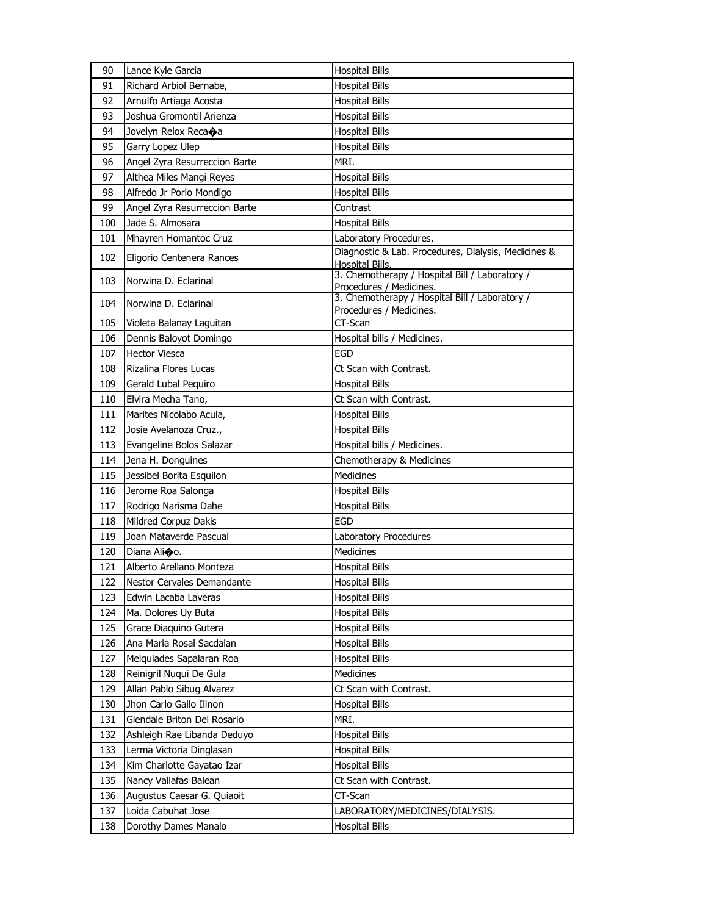| 90 | Lance Kyle Garcia | Hospital Bills |
|---|---|---|
| 91 | Richard Arbiol Bernabe, | Hospital Bills |
| 92 | Arnulfo Artiaga Acosta | Hospital Bills |
| 93 | Joshua Gromontil Arienza | Hospital Bills |
| 94 | Jovelyn Relox Reca�a | Hospital Bills |
| 95 | Garry Lopez Ulep | Hospital Bills |
| 96 | Angel Zyra Resurreccion Barte | MRI. |
| 97 | Althea Miles Mangi Reyes | Hospital Bills |
| 98 | Alfredo Jr Porio Mondigo | Hospital Bills |
| 99 | Angel Zyra Resurreccion Barte | Contrast |
| 100 | Jade S. Almosara | Hospital Bills |
| 101 | Mhayren Homantoc Cruz | Laboratory Procedures. |
| 102 | Eligorio Centenera Rances | Diagnostic & Lab. Procedures, Dialysis, Medicines & Hospital Bills. |
| 103 | Norwina D. Eclarinal | 3. Chemotherapy / Hospital Bill / Laboratory / Procedures / Medicines. |
| 104 | Norwina D. Eclarinal | 3. Chemotherapy / Hospital Bill / Laboratory / Procedures / Medicines. |
| 105 | Violeta Balanay Laguitan | CT-Scan |
| 106 | Dennis Baloyot Domingo | Hospital bills / Medicines. |
| 107 | Hector Viesca | EGD |
| 108 | Rizalina Flores Lucas | Ct Scan with Contrast. |
| 109 | Gerald Lubal Pequiro | Hospital Bills |
| 110 | Elvira Mecha Tano, | Ct Scan with Contrast. |
| 111 | Marites Nicolabo Acula, | Hospital Bills |
| 112 | Josie Avelanoza Cruz., | Hospital Bills |
| 113 | Evangeline Bolos Salazar | Hospital bills / Medicines. |
| 114 | Jena H. Donguines | Chemotherapy & Medicines |
| 115 | Jessibel Borita Esquilon | Medicines |
| 116 | Jerome Roa Salonga | Hospital Bills |
| 117 | Rodrigo Narisma Dahe | Hospital Bills |
| 118 | Mildred Corpuz Dakis | EGD |
| 119 | Joan Mataverde Pascual | Laboratory Procedures |
| 120 | Diana Ali�o. | Medicines |
| 121 | Alberto Arellano Monteza | Hospital Bills |
| 122 | Nestor Cervales Demandante | Hospital Bills |
| 123 | Edwin Lacaba Laveras | Hospital Bills |
| 124 | Ma. Dolores Uy Buta | Hospital Bills |
| 125 | Grace Diaquino Gutera | Hospital Bills |
| 126 | Ana Maria Rosal Sacdalan | Hospital Bills |
| 127 | Melquiades Sapalaran Roa | Hospital Bills |
| 128 | Reinigril Nuqui De Gula | Medicines |
| 129 | Allan Pablo Sibug Alvarez | Ct Scan with Contrast. |
| 130 | Jhon Carlo Gallo Ilinon | Hospital Bills |
| 131 | Glendale Briton Del Rosario | MRI. |
| 132 | Ashleigh Rae Libanda Deduyo | Hospital Bills |
| 133 | Lerma Victoria Dinglasan | Hospital Bills |
| 134 | Kim Charlotte Gayatao Izar | Hospital Bills |
| 135 | Nancy Vallafas Balean | Ct Scan with Contrast. |
| 136 | Augustus Caesar G. Quiaoit | CT-Scan |
| 137 | Loida Cabuhat Jose | LABORATORY/MEDICINES/DIALYSIS. |
| 138 | Dorothy Dames Manalo | Hospital Bills |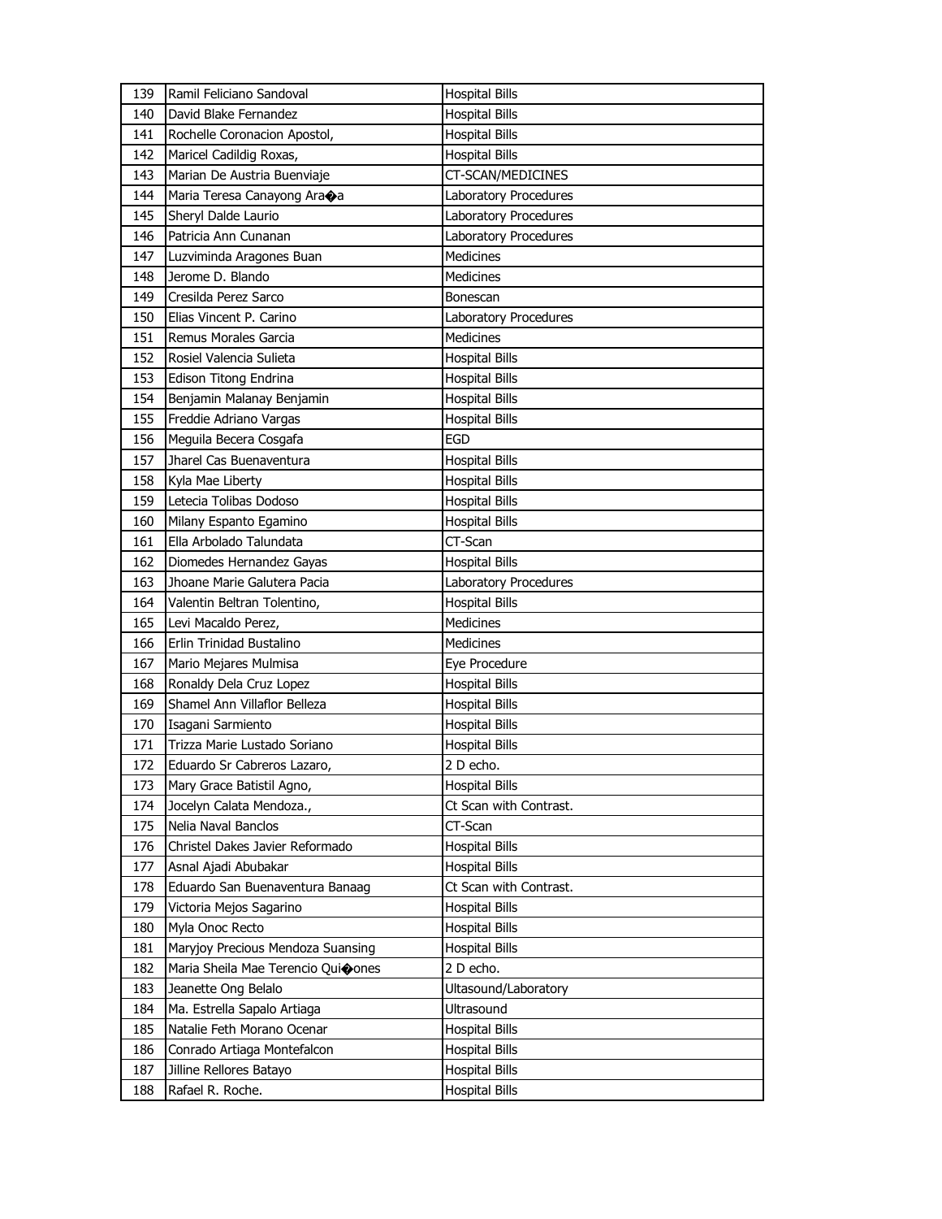| 139 | Ramil Feliciano Sandoval | Hospital Bills |
|---|---|---|
| 140 | David Blake Fernandez | Hospital Bills |
| 141 | Rochelle Coronacion Apostol, | Hospital Bills |
| 142 | Maricel Cadildig Roxas, | Hospital Bills |
| 143 | Marian De Austria Buenviaje | CT-SCAN/MEDICINES |
| 144 | Maria Teresa Canayong Ara�a | Laboratory Procedures |
| 145 | Sheryl Dalde Laurio | Laboratory Procedures |
| 146 | Patricia Ann Cunanan | Laboratory Procedures |
| 147 | Luzviminda Aragones Buan | Medicines |
| 148 | Jerome D. Blando | Medicines |
| 149 | Cresilda Perez Sarco | Bonescan |
| 150 | Elias Vincent P. Carino | Laboratory Procedures |
| 151 | Remus Morales Garcia | Medicines |
| 152 | Rosiel Valencia Sulieta | Hospital Bills |
| 153 | Edison Titong Endrina | Hospital Bills |
| 154 | Benjamin Malanay Benjamin | Hospital Bills |
| 155 | Freddie Adriano Vargas | Hospital Bills |
| 156 | Meguila Becera Cosgafa | EGD |
| 157 | Jharel Cas Buenaventura | Hospital Bills |
| 158 | Kyla Mae Liberty | Hospital Bills |
| 159 | Letecia Tolibas Dodoso | Hospital Bills |
| 160 | Milany Espanto Egamino | Hospital Bills |
| 161 | Ella Arbolado Talundata | CT-Scan |
| 162 | Diomedes Hernandez Gayas | Hospital Bills |
| 163 | Jhoane Marie Galutera Pacia | Laboratory Procedures |
| 164 | Valentin Beltran Tolentino, | Hospital Bills |
| 165 | Levi Macaldo Perez, | Medicines |
| 166 | Erlin Trinidad Bustalino | Medicines |
| 167 | Mario Mejares Mulmisa | Eye Procedure |
| 168 | Ronaldy Dela Cruz Lopez | Hospital Bills |
| 169 | Shamel Ann Villaflor Belleza | Hospital Bills |
| 170 | Isagani Sarmiento | Hospital Bills |
| 171 | Trizza Marie Lustado Soriano | Hospital Bills |
| 172 | Eduardo Sr Cabreros Lazaro, | 2 D echo. |
| 173 | Mary Grace Batistil Agno, | Hospital Bills |
| 174 | Jocelyn Calata Mendoza., | Ct Scan with Contrast. |
| 175 | Nelia Naval Banclos | CT-Scan |
| 176 | Christel Dakes Javier Reformado | Hospital Bills |
| 177 | Asnal Ajadi Abubakar | Hospital Bills |
| 178 | Eduardo San Buenaventura Banaag | Ct Scan with Contrast. |
| 179 | Victoria Mejos Sagarino | Hospital Bills |
| 180 | Myla Onoc Recto | Hospital Bills |
| 181 | Maryjoy Precious Mendoza Suansing | Hospital Bills |
| 182 | Maria Sheila Mae Terencio Qui�ones | 2 D echo. |
| 183 | Jeanette Ong Belalo | Ultasound/Laboratory |
| 184 | Ma. Estrella Sapalo Artiaga | Ultrasound |
| 185 | Natalie Feth Morano Ocenar | Hospital Bills |
| 186 | Conrado Artiaga Montefalcon | Hospital Bills |
| 187 | Jilline Rellores Batayo | Hospital Bills |
| 188 | Rafael R. Roche. | Hospital Bills |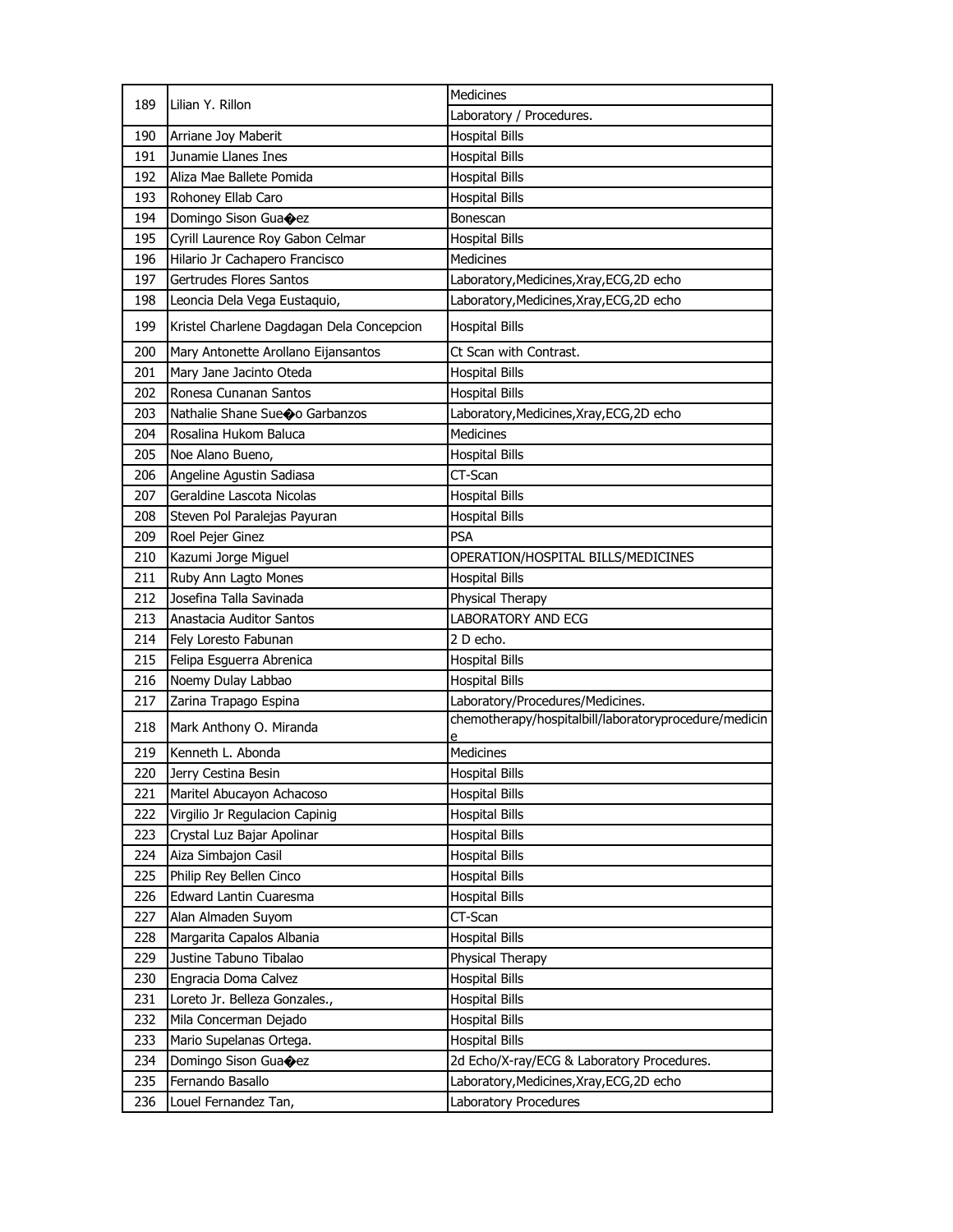| 189 | Lilian Y. Rillon | Medicines |
|---|---|---|
| | | Laboratory / Procedures. |
| 190 | Arriane Joy Maberit | Hospital Bills |
| 191 | Junamie Llanes Ines | Hospital Bills |
| 192 | Aliza Mae Ballete Pomida | Hospital Bills |
| 193 | Rohoney Ellab Caro | Hospital Bills |
| 194 | Domingo Sison Gua�ez | Bonescan |
| 195 | Cyrill Laurence Roy Gabon Celmar | Hospital Bills |
| 196 | Hilario Jr Cachapero Francisco | Medicines |
| 197 | Gertrudes Flores Santos | Laboratory,Medicines,Xray,ECG,2D echo |
| 198 | Leoncia Dela Vega Eustaquio, | Laboratory,Medicines,Xray,ECG,2D echo |
| 199 | Kristel Charlene Dagdagan Dela Concepcion | Hospital Bills |
| 200 | Mary Antonette Arollano Eijansantos | Ct Scan with Contrast. |
| 201 | Mary Jane Jacinto Oteda | Hospital Bills |
| 202 | Ronesa Cunanan Santos | Hospital Bills |
| 203 | Nathalie Shane Sue�o Garbanzos | Laboratory,Medicines,Xray,ECG,2D echo |
| 204 | Rosalina Hukom Baluca | Medicines |
| 205 | Noe Alano Bueno, | Hospital Bills |
| 206 | Angeline Agustin Sadiasa | CT-Scan |
| 207 | Geraldine Lascota Nicolas | Hospital Bills |
| 208 | Steven Pol Paralejas Payuran | Hospital Bills |
| 209 | Roel Pejer Ginez | PSA |
| 210 | Kazumi Jorge Miguel | OPERATION/HOSPITAL BILLS/MEDICINES |
| 211 | Ruby Ann Lagto Mones | Hospital Bills |
| 212 | Josefina Talla Savinada | Physical Therapy |
| 213 | Anastacia Auditor Santos | LABORATORY AND ECG |
| 214 | Fely Loresto Fabunan | 2 D echo. |
| 215 | Felipa Esguerra Abrenica | Hospital Bills |
| 216 | Noemy Dulay Labbao | Hospital Bills |
| 217 | Zarina Trapago Espina | Laboratory/Procedures/Medicines. |
| 218 | Mark Anthony O. Miranda | chemotherapy/hospitalbill/laboratoryprocedure/medicine |
| 219 | Kenneth L. Abonda | Medicines |
| 220 | Jerry Cestina Besin | Hospital Bills |
| 221 | Maritel Abucayon Achacoso | Hospital Bills |
| 222 | Virgilio Jr Regulacion Capinig | Hospital Bills |
| 223 | Crystal Luz Bajar Apolinar | Hospital Bills |
| 224 | Aiza Simbajon Casil | Hospital Bills |
| 225 | Philip Rey Bellen Cinco | Hospital Bills |
| 226 | Edward Lantin Cuaresma | Hospital Bills |
| 227 | Alan Almaden Suyom | CT-Scan |
| 228 | Margarita Capalos Albania | Hospital Bills |
| 229 | Justine Tabuno Tibalao | Physical Therapy |
| 230 | Engracia Doma Calvez | Hospital Bills |
| 231 | Loreto Jr. Belleza Gonzales., | Hospital Bills |
| 232 | Mila Concerman Dejado | Hospital Bills |
| 233 | Mario Supelanas Ortega. | Hospital Bills |
| 234 | Domingo Sison Gua�ez | 2d Echo/X-ray/ECG & Laboratory Procedures. |
| 235 | Fernando Basallo | Laboratory,Medicines,Xray,ECG,2D echo |
| 236 | Louel Fernandez Tan, | Laboratory Procedures |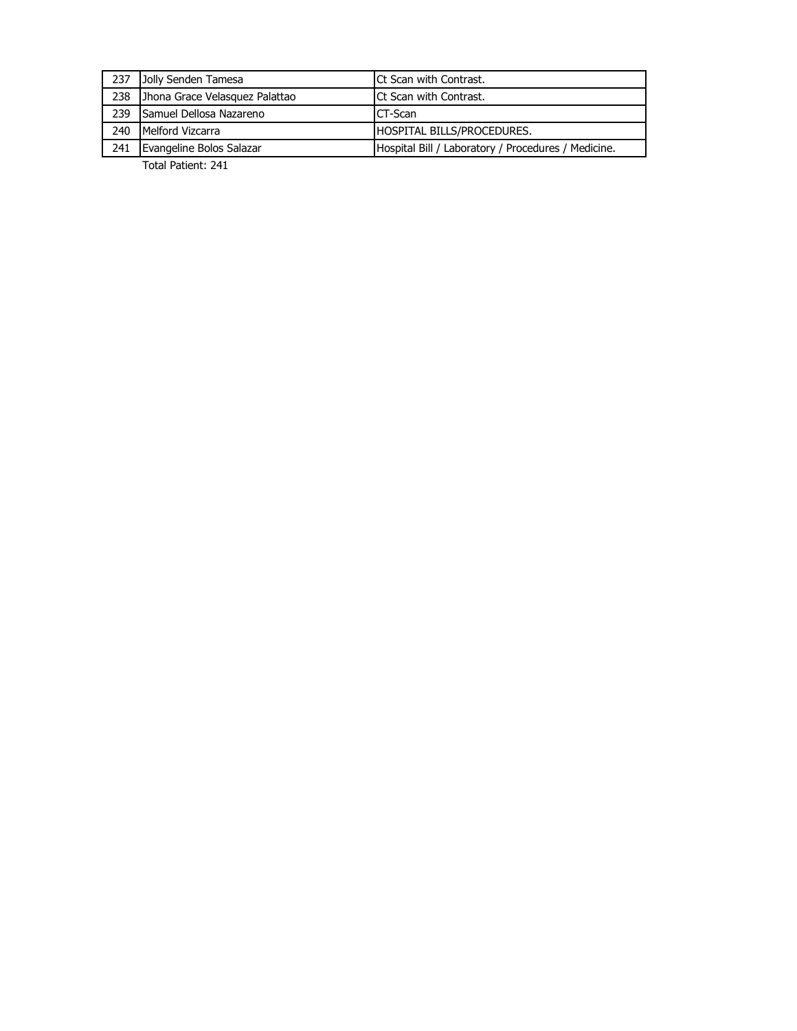| | | |
|---|---|---|
| 237 | Jolly Senden Tamesa | Ct Scan with Contrast. |
| 238 | Jhona Grace Velasquez Palattao | Ct Scan with Contrast. |
| 239 | Samuel Dellosa Nazareno | CT-Scan |
| 240 | Melford Vizcarra | HOSPITAL BILLS/PROCEDURES. |
| 241 | Evangeline Bolos Salazar | Hospital Bill / Laboratory / Procedures / Medicine. |

Total Patient: 241